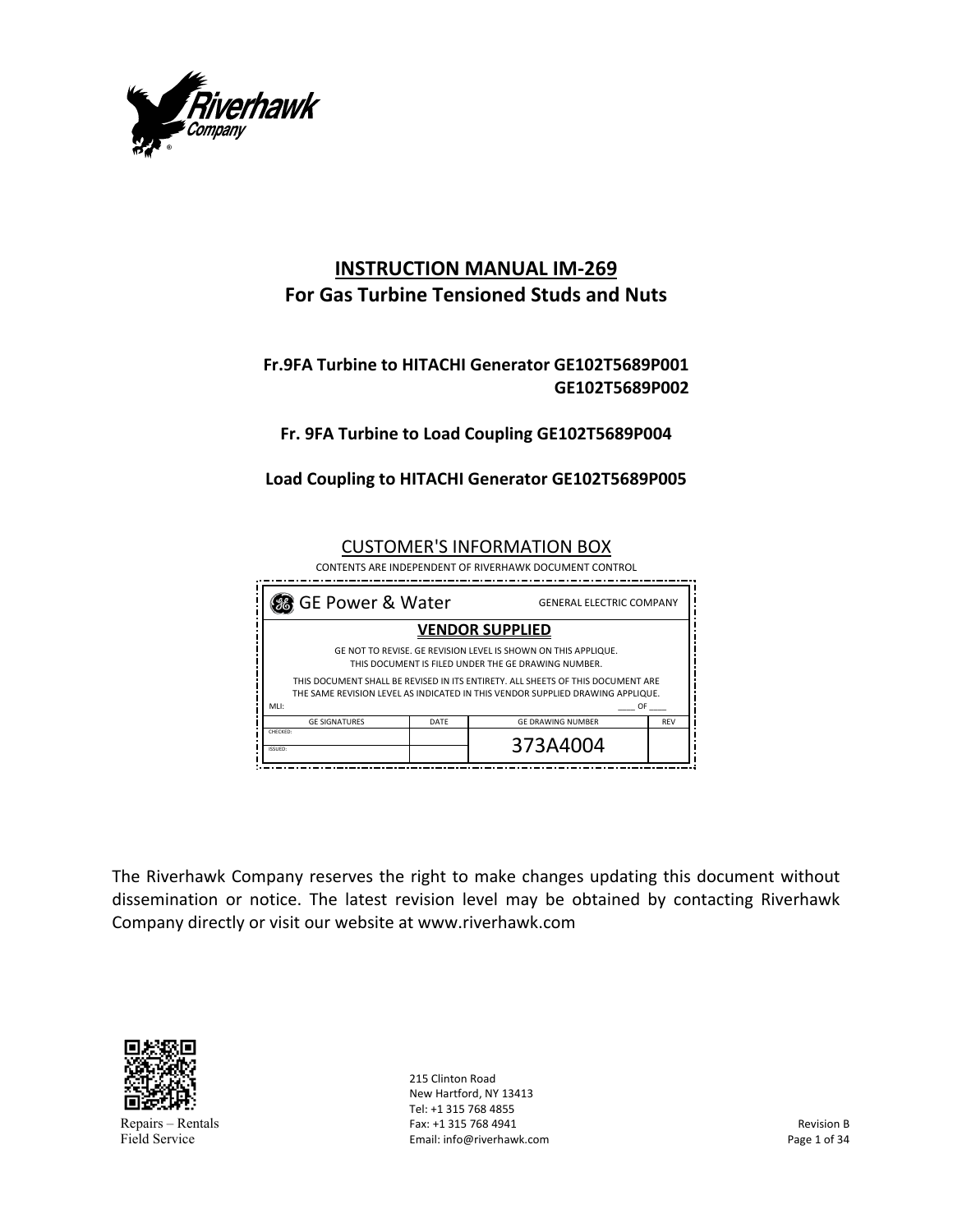# INSTRUCTION MANUAL IM-269
## For Gas Turbine Tensioned Studs and Nuts

**Fr.9FA Turbine to HITACHI Generator GE102T5689P001**
**GE102T5689P002**

**Fr. 9FA Turbine to Load Coupling GE102T5689P004**

**Load Coupling to HITACHI Generator GE102T5689P005**

CUSTOMER'S INFORMATION BOX

CONTENTS ARE INDEPENDENT OF RIVERHAWK DOCUMENT CONTROL

| GE Power & Water | | GENERAL ELECTRIC COMPANY | |
|---|---|---|---|
| **VENDOR SUPPLIED** | | | |
| GE NOT TO REVISE. GE REVISION LEVEL IS SHOWN ON THIS APPLIQUE. THIS DOCUMENT IS FILED UNDER THE GE DRAWING NUMBER. | | | |
| THIS DOCUMENT SHALL BE REVISED IN ITS ENTIRETY. ALL SHEETS OF THIS DOCUMENT ARE THE SAME REVISION LEVEL AS INDICATED IN THIS VENDOR SUPPLIED DRAWING APPLIQUE. | | | |
| MLI: | | ____ OF ____ | |
| GE SIGNATURES | DATE | GE DRAWING NUMBER | REV |
| CHECKED: | | 373A4004 | |
| ISSUED: | | | |

The Riverhawk Company reserves the right to make changes updating this document without dissemination or notice. The latest revision level may be obtained by contacting Riverhawk Company directly or visit our website at www.riverhawk.com

Repairs – Rentals
Field Service

215 Clinton Road
New Hartford, NY 13413
Tel: +1 315 768 4855
Fax: +1 315 768 4941
Email: info@riverhawk.com

Revision B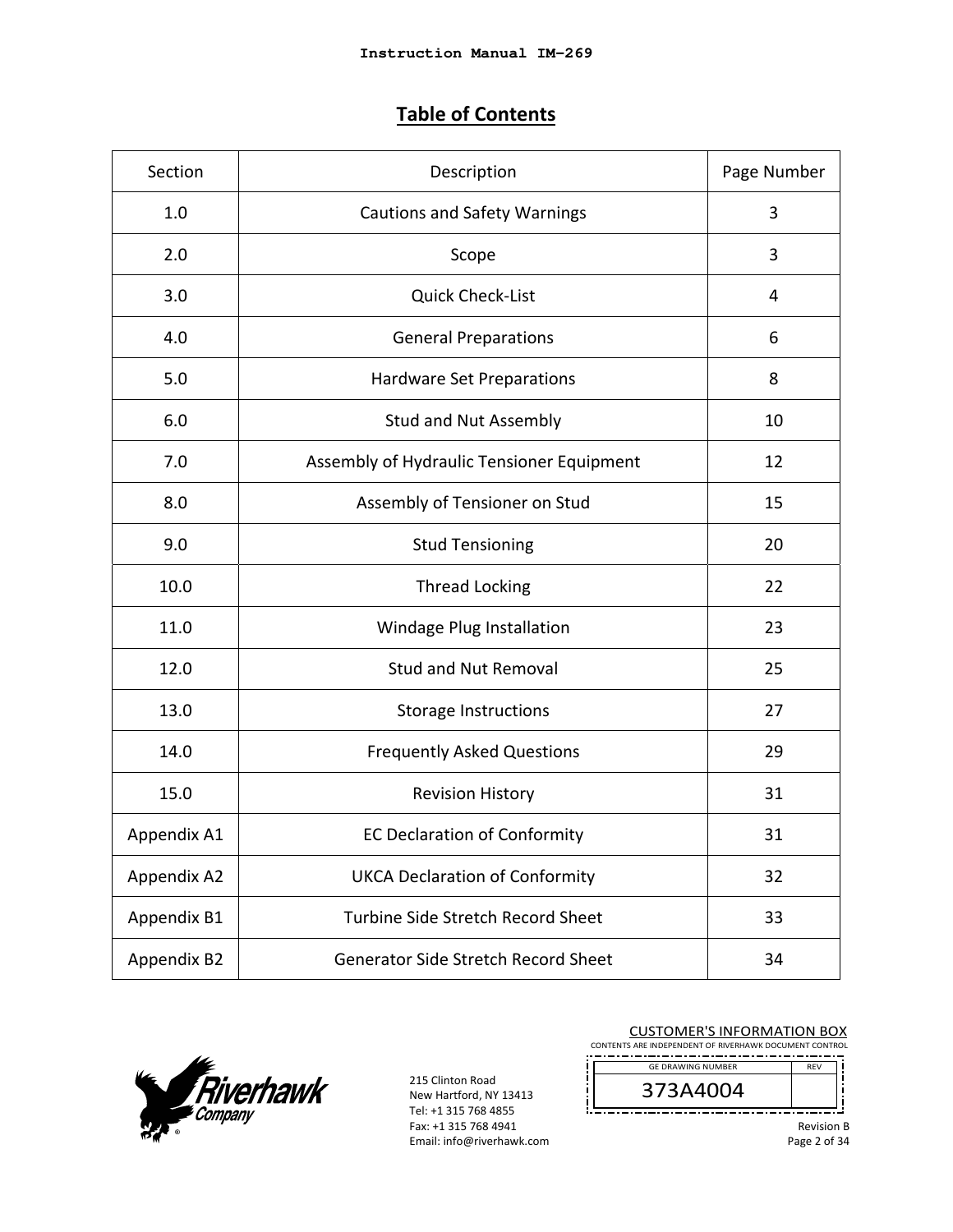# Table of Contents

| Section | Description | Page Number |
|---|---|---|
| 1.0 | Cautions and Safety Warnings | 3 |
| 2.0 | Scope | 3 |
| 3.0 | Quick Check-List | 4 |
| 4.0 | General Preparations | 6 |
| 5.0 | Hardware Set Preparations | 8 |
| 6.0 | Stud and Nut Assembly | 10 |
| 7.0 | Assembly of Hydraulic Tensioner Equipment | 12 |
| 8.0 | Assembly of Tensioner on Stud | 15 |
| 9.0 | Stud Tensioning | 20 |
| 10.0 | Thread Locking | 22 |
| 11.0 | Windage Plug Installation | 23 |
| 12.0 | Stud and Nut Removal | 25 |
| 13.0 | Storage Instructions | 27 |
| 14.0 | Frequently Asked Questions | 29 |
| 15.0 | Revision History | 31 |
| Appendix A1 | EC Declaration of Conformity | 31 |
| Appendix A2 | UKCA Declaration of Conformity | 32 |
| Appendix B1 | Turbine Side Stretch Record Sheet | 33 |
| Appendix B2 | Generator Side Stretch Record Sheet | 34 |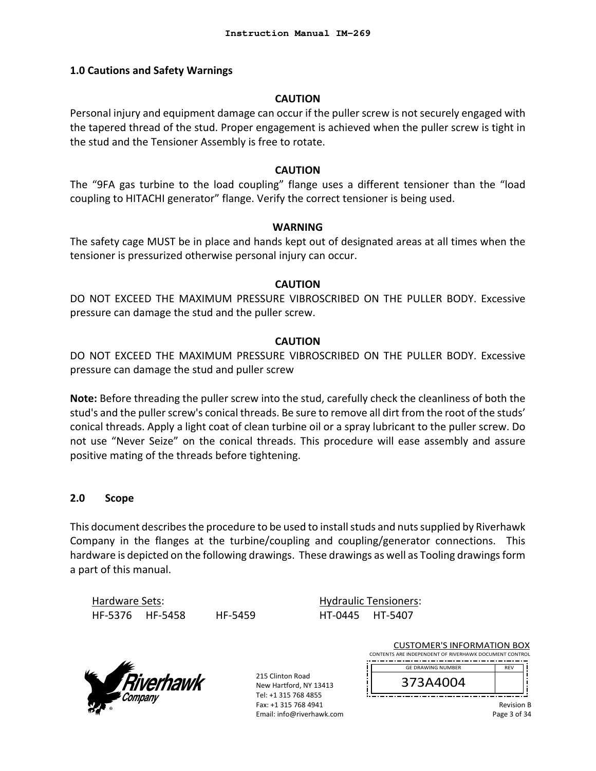## 1.0 Cautions and Safety Warnings

**CAUTION**

Personal injury and equipment damage can occur if the puller screw is not securely engaged with the tapered thread of the stud. Proper engagement is achieved when the puller screw is tight in the stud and the Tensioner Assembly is free to rotate.

**CAUTION**

The "9FA gas turbine to the load coupling" flange uses a different tensioner than the "load coupling to HITACHI generator" flange. Verify the correct tensioner is being used.

**WARNING**

The safety cage MUST be in place and hands kept out of designated areas at all times when the tensioner is pressurized otherwise personal injury can occur.

**CAUTION**

DO NOT EXCEED THE MAXIMUM PRESSURE VIBROSCRIBED ON THE PULLER BODY. Excessive pressure can damage the stud and the puller screw.

**CAUTION**

DO NOT EXCEED THE MAXIMUM PRESSURE VIBROSCRIBED ON THE PULLER BODY. Excessive pressure can damage the stud and puller screw

**Note:** Before threading the puller screw into the stud, carefully check the cleanliness of both the stud's and the puller screw's conical threads. Be sure to remove all dirt from the root of the studs' conical threads. Apply a light coat of clean turbine oil or a spray lubricant to the puller screw. Do not use "Never Seize" on the conical threads. This procedure will ease assembly and assure positive mating of the threads before tightening.

## 2.0 Scope

This document describes the procedure to be used to install studs and nuts supplied by Riverhawk Company in the flanges at the turbine/coupling and coupling/generator connections. This hardware is depicted on the following drawings. These drawings as well as Tooling drawings form a part of this manual.

| Hardware Sets: | | | Hydraulic Tensioners: | |
|---|---|---|---|---|
| HF-5376 | HF-5458 | HF-5459 | HT-0445 | HT-5407 |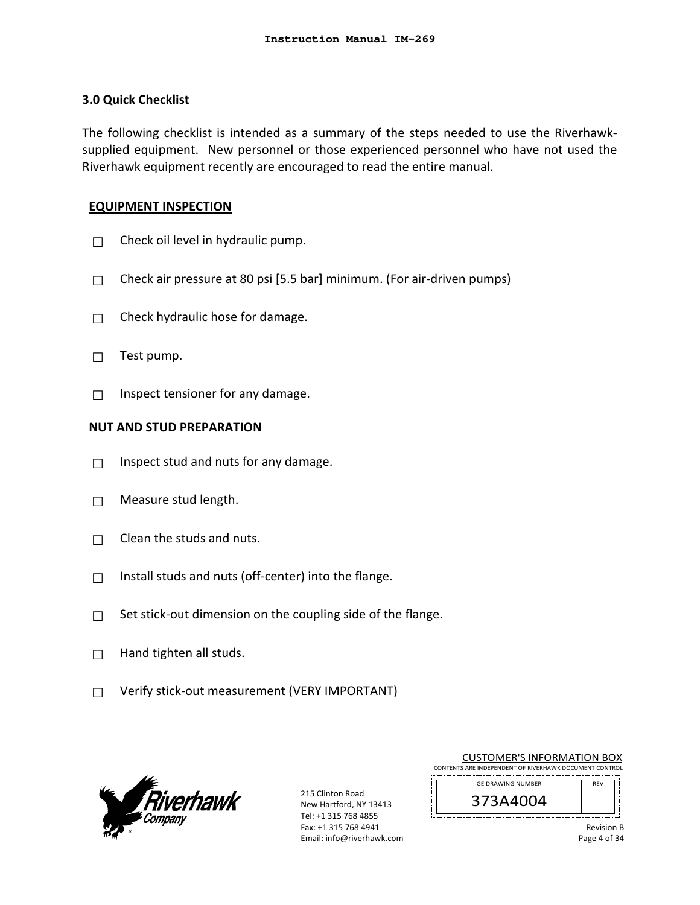## 3.0 Quick Checklist

The following checklist is intended as a summary of the steps needed to use the Riverhawk-supplied equipment. New personnel or those experienced personnel who have not used the Riverhawk equipment recently are encouraged to read the entire manual.

**EQUIPMENT INSPECTION**

- ☐ Check oil level in hydraulic pump.
- ☐ Check air pressure at 80 psi [5.5 bar] minimum. (For air-driven pumps)
- ☐ Check hydraulic hose for damage.
- ☐ Test pump.
- ☐ Inspect tensioner for any damage.

**NUT AND STUD PREPARATION**

- ☐ Inspect stud and nuts for any damage.
- ☐ Measure stud length.
- ☐ Clean the studs and nuts.
- ☐ Install studs and nuts (off-center) into the flange.
- ☐ Set stick-out dimension on the coupling side of the flange.
- ☐ Hand tighten all studs.
- ☐ Verify stick-out measurement (VERY IMPORTANT)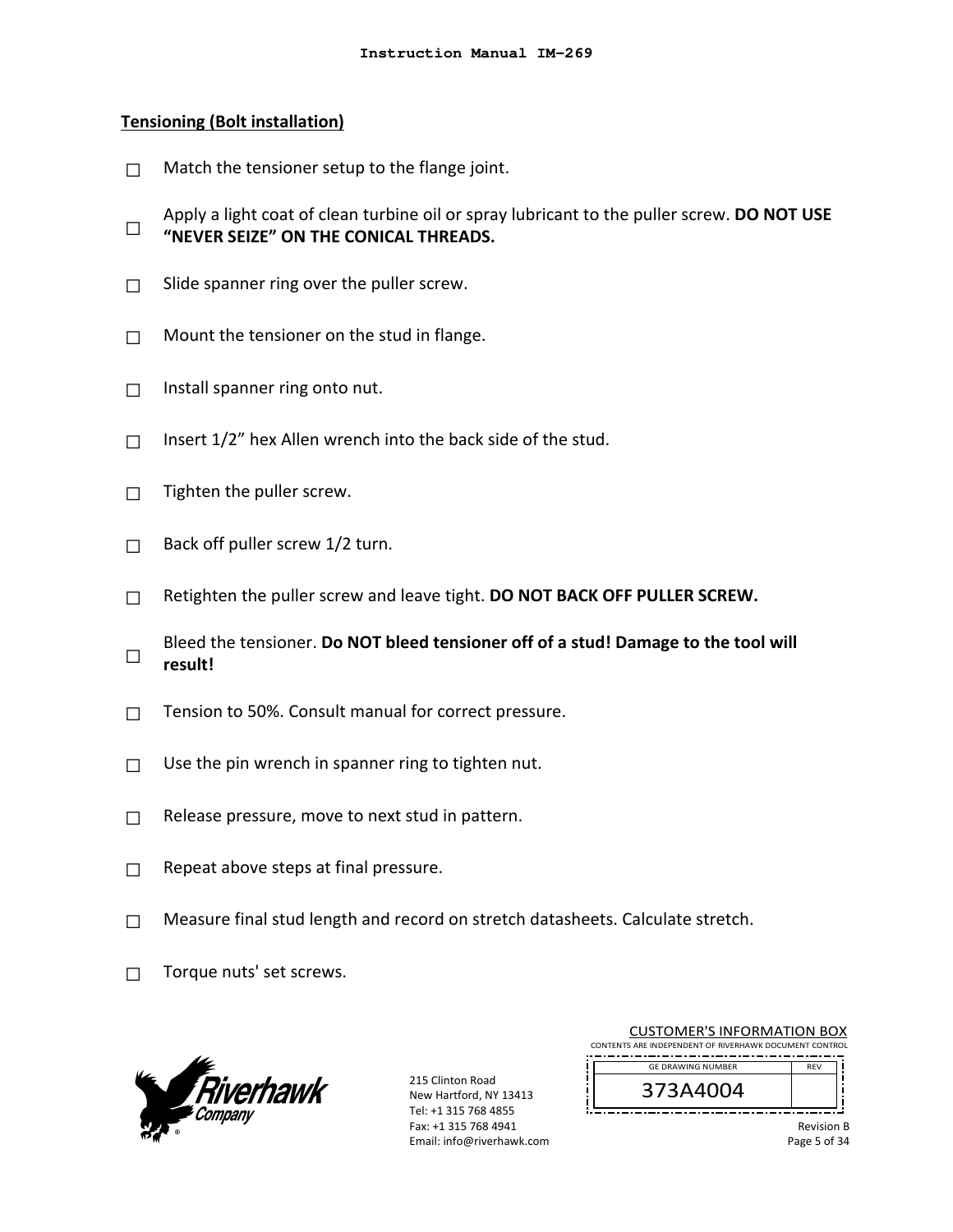**Tensioning (Bolt installation)**

- ☐ Match the tensioner setup to the flange joint.
- ☐ Apply a light coat of clean turbine oil or spray lubricant to the puller screw. **DO NOT USE "NEVER SEIZE" ON THE CONICAL THREADS.**
- ☐ Slide spanner ring over the puller screw.
- ☐ Mount the tensioner on the stud in flange.
- ☐ Install spanner ring onto nut.
- ☐ Insert 1/2" hex Allen wrench into the back side of the stud.
- ☐ Tighten the puller screw.
- ☐ Back off puller screw 1/2 turn.
- ☐ Retighten the puller screw and leave tight. **DO NOT BACK OFF PULLER SCREW.**
- ☐ Bleed the tensioner. **Do NOT bleed tensioner off of a stud! Damage to the tool will result!**
- ☐ Tension to 50%. Consult manual for correct pressure.
- ☐ Use the pin wrench in spanner ring to tighten nut.
- ☐ Release pressure, move to next stud in pattern.
- ☐ Repeat above steps at final pressure.
- ☐ Measure final stud length and record on stretch datasheets. Calculate stretch.
- ☐ Torque nuts' set screws.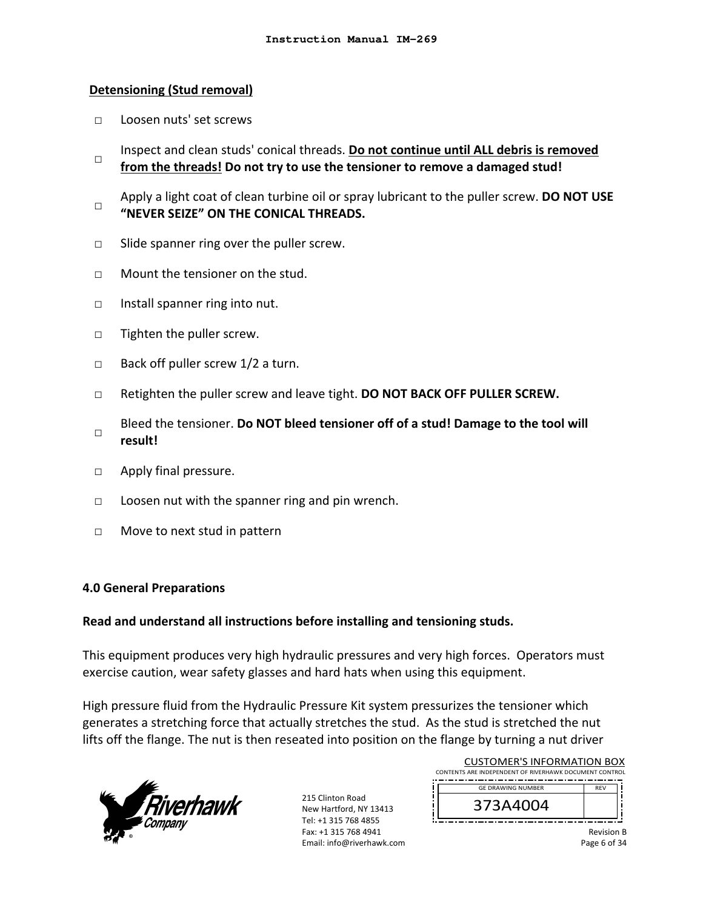**Detensioning (Stud removal)**

- □ Loosen nuts' set screws
- □ Inspect and clean studs' conical threads. **Do not continue until ALL debris is removed from the threads!** **Do not try to use the tensioner to remove a damaged stud!**
- □ Apply a light coat of clean turbine oil or spray lubricant to the puller screw. **DO NOT USE "NEVER SEIZE" ON THE CONICAL THREADS.**
- □ Slide spanner ring over the puller screw.
- □ Mount the tensioner on the stud.
- □ Install spanner ring into nut.
- □ Tighten the puller screw.
- □ Back off puller screw 1/2 a turn.
- □ Retighten the puller screw and leave tight. **DO NOT BACK OFF PULLER SCREW.**
- □ Bleed the tensioner. **Do NOT bleed tensioner off of a stud! Damage to the tool will result!**
- □ Apply final pressure.
- □ Loosen nut with the spanner ring and pin wrench.
- □ Move to next stud in pattern

## 4.0 General Preparations

**Read and understand all instructions before installing and tensioning studs.**

This equipment produces very high hydraulic pressures and very high forces. Operators must exercise caution, wear safety glasses and hard hats when using this equipment.

High pressure fluid from the Hydraulic Pressure Kit system pressurizes the tensioner which generates a stretching force that actually stretches the stud. As the stud is stretched the nut lifts off the flange. The nut is then reseated into position on the flange by turning a nut driver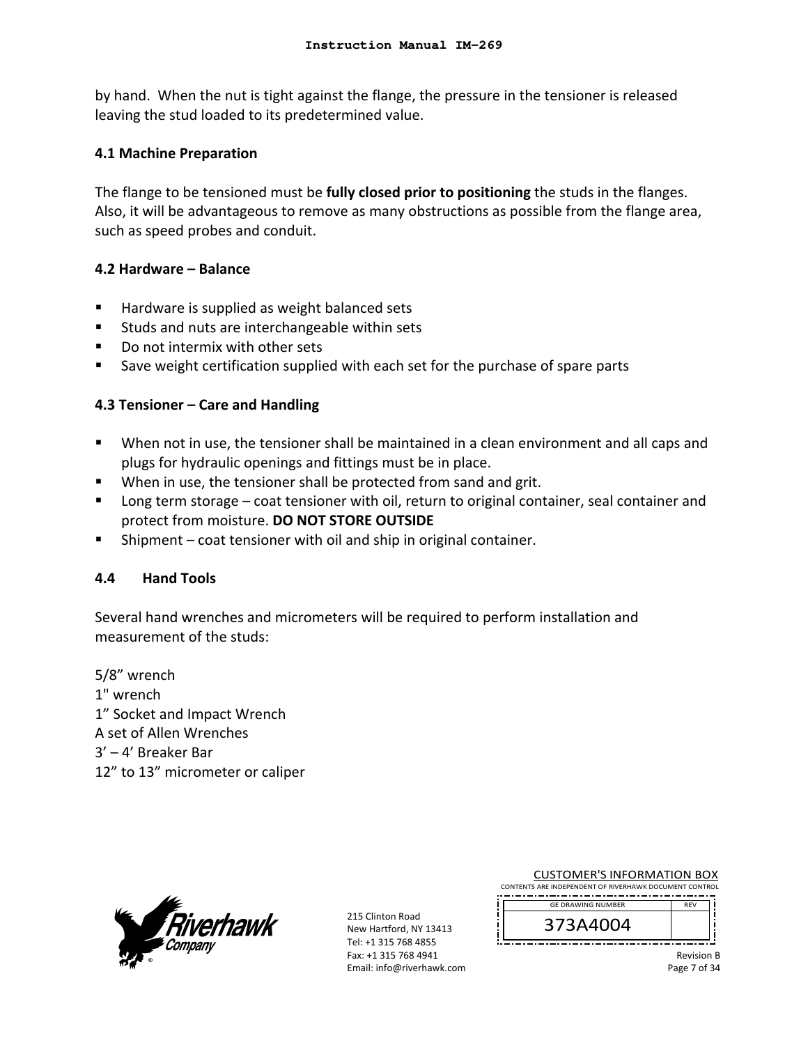by hand. When the nut is tight against the flange, the pressure in the tensioner is released leaving the stud loaded to its predetermined value.

### 4.1 Machine Preparation

The flange to be tensioned must be **fully closed prior to positioning** the studs in the flanges. Also, it will be advantageous to remove as many obstructions as possible from the flange area, such as speed probes and conduit.

### 4.2 Hardware – Balance

- Hardware is supplied as weight balanced sets
- Studs and nuts are interchangeable within sets
- Do not intermix with other sets
- Save weight certification supplied with each set for the purchase of spare parts

### 4.3 Tensioner – Care and Handling

- When not in use, the tensioner shall be maintained in a clean environment and all caps and plugs for hydraulic openings and fittings must be in place.
- When in use, the tensioner shall be protected from sand and grit.
- Long term storage – coat tensioner with oil, return to original container, seal container and protect from moisture. **DO NOT STORE OUTSIDE**
- Shipment – coat tensioner with oil and ship in original container.

### 4.4 Hand Tools

Several hand wrenches and micrometers will be required to perform installation and measurement of the studs:

5/8” wrench  
1" wrench  
1” Socket and Impact Wrench  
A set of Allen Wrenches  
3’ – 4’ Breaker Bar  
12” to 13” micrometer or caliper

215 Clinton Road  
New Hartford, NY 13413  
Tel: +1 315 768 4855  
Fax: +1 315 768 4941  
Email: info@riverhawk.com

CUSTOMER'S INFORMATION BOX  
CONTENTS ARE INDEPENDENT OF RIVERHAWK DOCUMENT CONTROL

| GE DRAWING NUMBER | REV |
|---|---|
| 373A4004 | |

Revision B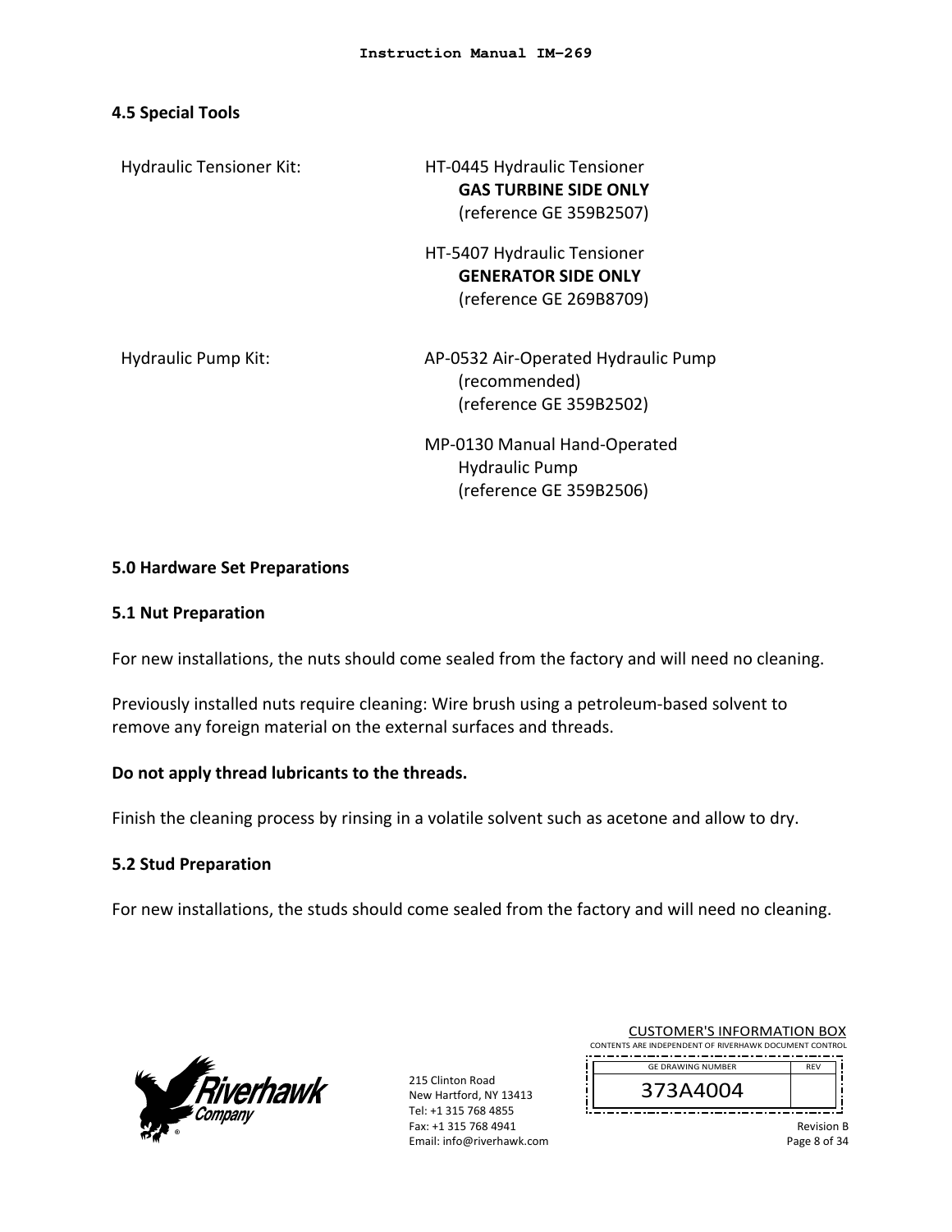## 4.5 Special Tools

| | |
|---|---|
| Hydraulic Tensioner Kit: | HT-0445 Hydraulic Tensioner **GAS TURBINE SIDE ONLY** (reference GE 359B2507) |
| | HT-5407 Hydraulic Tensioner **GENERATOR SIDE ONLY** (reference GE 269B8709) |
| Hydraulic Pump Kit: | AP-0532 Air-Operated Hydraulic Pump (recommended) (reference GE 359B2502) |
| | MP-0130 Manual Hand-Operated Hydraulic Pump (reference GE 359B2506) |

## 5.0 Hardware Set Preparations

### 5.1 Nut Preparation

For new installations, the nuts should come sealed from the factory and will need no cleaning.

Previously installed nuts require cleaning: Wire brush using a petroleum-based solvent to remove any foreign material on the external surfaces and threads.

**Do not apply thread lubricants to the threads.**

Finish the cleaning process by rinsing in a volatile solvent such as acetone and allow to dry.

### 5.2 Stud Preparation

For new installations, the studs should come sealed from the factory and will need no cleaning.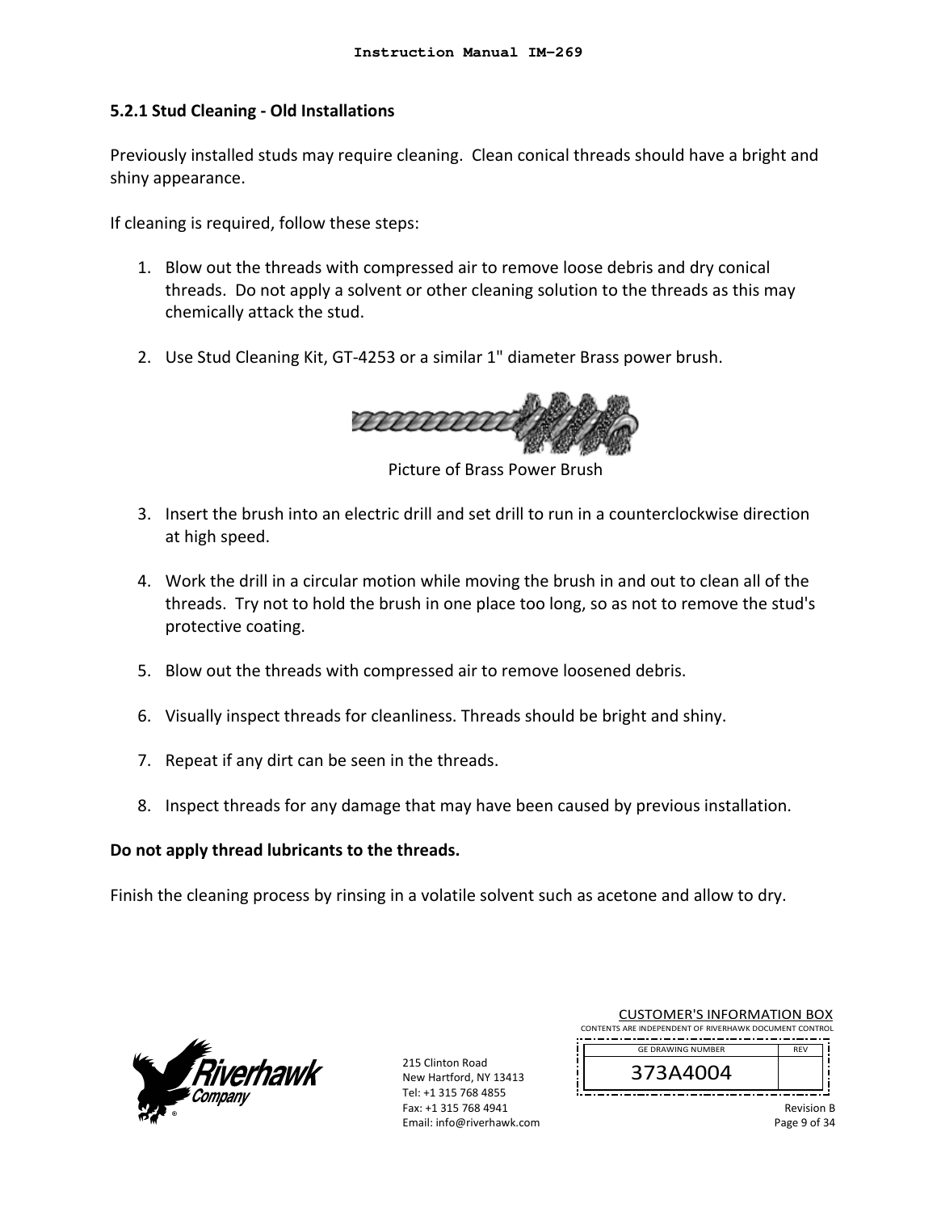### 5.2.1 Stud Cleaning - Old Installations

Previously installed studs may require cleaning. Clean conical threads should have a bright and shiny appearance.

If cleaning is required, follow these steps:

1. Blow out the threads with compressed air to remove loose debris and dry conical threads. Do not apply a solvent or other cleaning solution to the threads as this may chemically attack the stud.

2. Use Stud Cleaning Kit, GT-4253 or a similar 1" diameter Brass power brush.

Picture of Brass Power Brush

3. Insert the brush into an electric drill and set drill to run in a counterclockwise direction at high speed.

4. Work the drill in a circular motion while moving the brush in and out to clean all of the threads. Try not to hold the brush in one place too long, so as not to remove the stud's protective coating.

5. Blow out the threads with compressed air to remove loosened debris.

6. Visually inspect threads for cleanliness. Threads should be bright and shiny.

7. Repeat if any dirt can be seen in the threads.

8. Inspect threads for any damage that may have been caused by previous installation.

**Do not apply thread lubricants to the threads.**

Finish the cleaning process by rinsing in a volatile solvent such as acetone and allow to dry.

215 Clinton Road
New Hartford, NY 13413
Tel: +1 315 768 4855
Fax: +1 315 768 4941
Email: info@riverhawk.com

CUSTOMER'S INFORMATION BOX
CONTENTS ARE INDEPENDENT OF RIVERHAWK DOCUMENT CONTROL

| GE DRAWING NUMBER | REV |
|---|---|
| 373A4004 | |

Revision B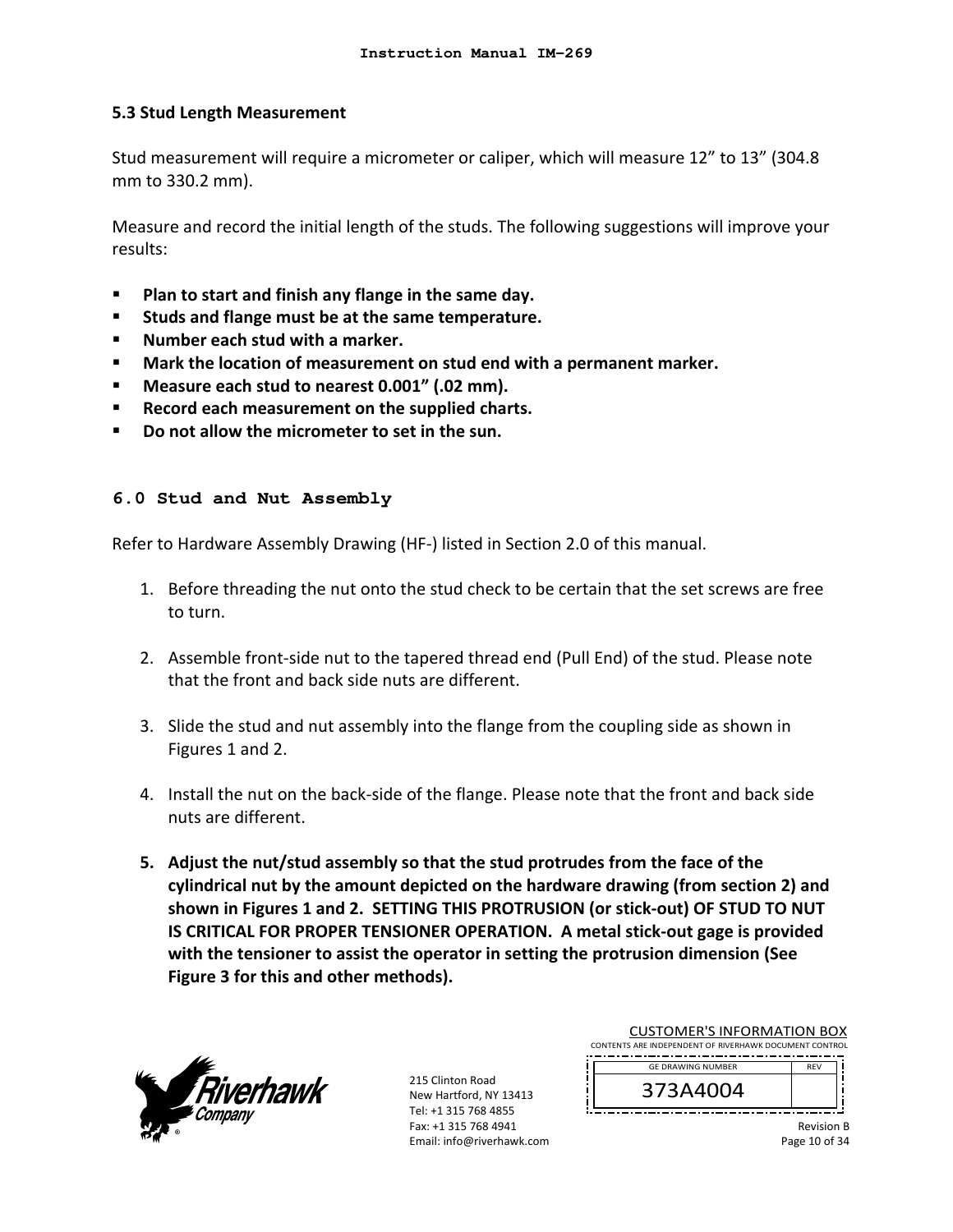### 5.3 Stud Length Measurement

Stud measurement will require a micrometer or caliper, which will measure 12" to 13" (304.8 mm to 330.2 mm).

Measure and record the initial length of the studs. The following suggestions will improve your results:

- **Plan to start and finish any flange in the same day.**
- **Studs and flange must be at the same temperature.**
- **Number each stud with a marker.**
- **Mark the location of measurement on stud end with a permanent marker.**
- **Measure each stud to nearest 0.001" (.02 mm).**
- **Record each measurement on the supplied charts.**
- **Do not allow the micrometer to set in the sun.**

## 6.0 Stud and Nut Assembly

Refer to Hardware Assembly Drawing (HF-) listed in Section 2.0 of this manual.

1. Before threading the nut onto the stud check to be certain that the set screws are free to turn.

2. Assemble front-side nut to the tapered thread end (Pull End) of the stud. Please note that the front and back side nuts are different.

3. Slide the stud and nut assembly into the flange from the coupling side as shown in Figures 1 and 2.

4. Install the nut on the back-side of the flange. Please note that the front and back side nuts are different.

5. **Adjust the nut/stud assembly so that the stud protrudes from the face of the cylindrical nut by the amount depicted on the hardware drawing (from section 2) and shown in Figures 1 and 2. SETTING THIS PROTRUSION (or stick-out) OF STUD TO NUT IS CRITICAL FOR PROPER TENSIONER OPERATION. A metal stick-out gage is provided with the tensioner to assist the operator in setting the protrusion dimension (See Figure 3 for this and other methods).**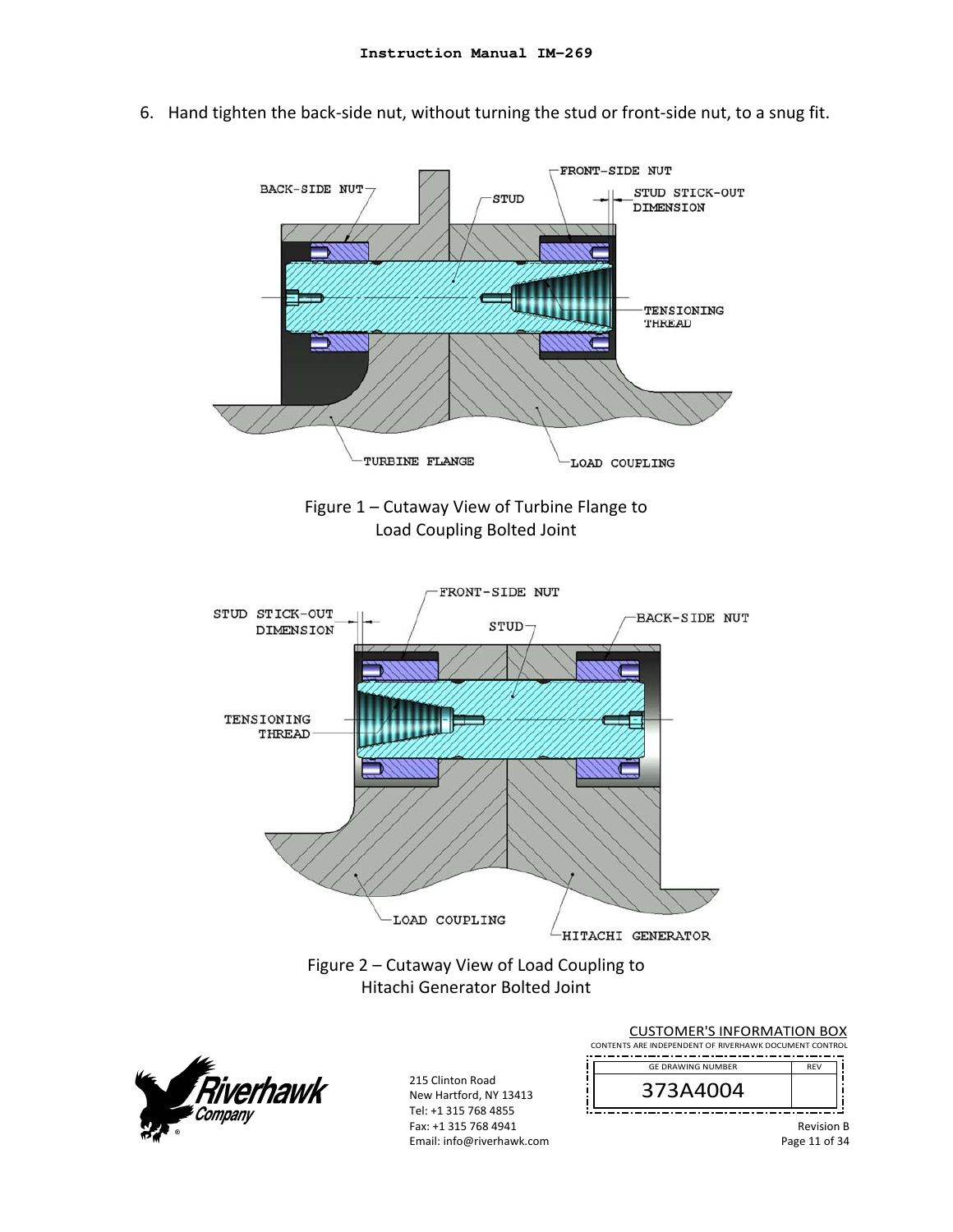6. Hand tighten the back-side nut, without turning the stud or front-side nut, to a snug fit.

BACK-SIDE NUT

STUD

FRONT-SIDE NUT

STUD STICK-OUT DIMENSION

TENSIONING THREAD

TURBINE FLANGE

LOAD COUPLING

Figure 1 – Cutaway View of Turbine Flange to Load Coupling Bolted Joint

FRONT-SIDE NUT

STUD STICK-OUT DIMENSION

STUD

BACK-SIDE NUT

TENSIONING THREAD

LOAD COUPLING

HITACHI GENERATOR

Figure 2 – Cutaway View of Load Coupling to Hitachi Generator Bolted Joint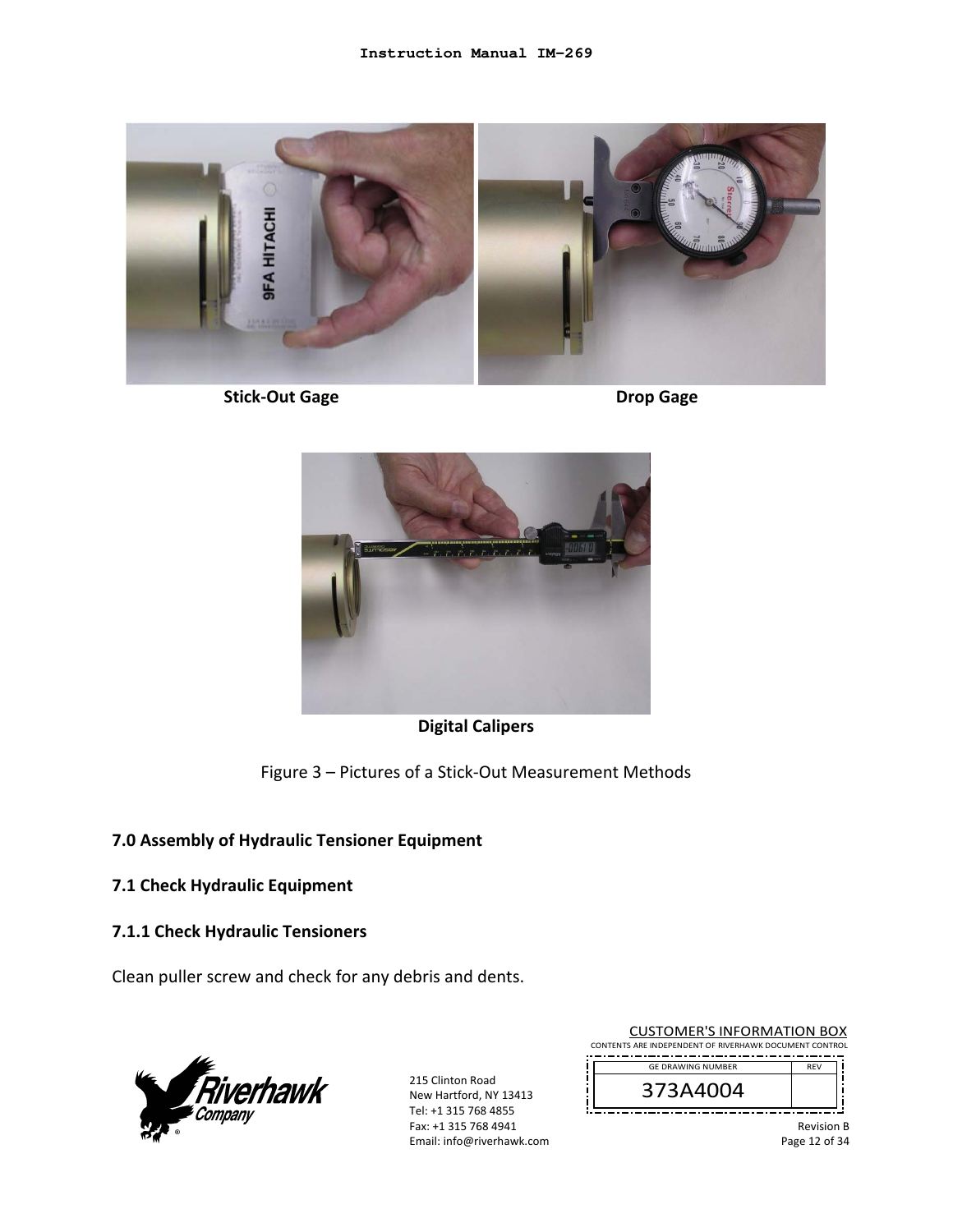Stick-Out Gage

Drop Gage

Digital Calipers

Figure 3 – Pictures of a Stick-Out Measurement Methods

## 7.0 Assembly of Hydraulic Tensioner Equipment

### 7.1 Check Hydraulic Equipment

#### 7.1.1 Check Hydraulic Tensioners

Clean puller screw and check for any debris and dents.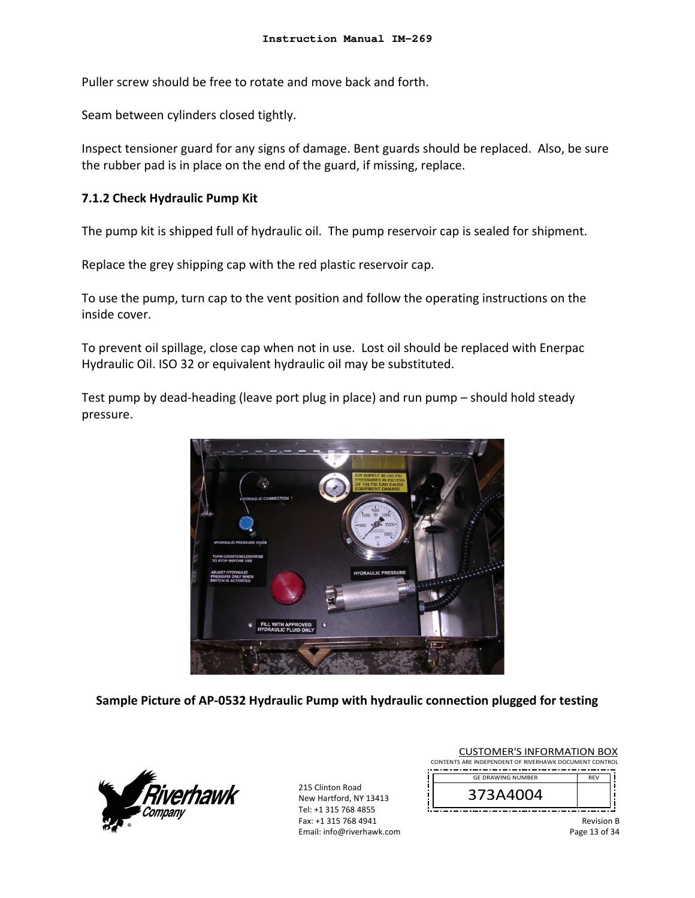Puller screw should be free to rotate and move back and forth.

Seam between cylinders closed tightly.

Inspect tensioner guard for any signs of damage. Bent guards should be replaced. Also, be sure the rubber pad is in place on the end of the guard, if missing, replace.

### 7.1.2 Check Hydraulic Pump Kit

The pump kit is shipped full of hydraulic oil. The pump reservoir cap is sealed for shipment.

Replace the grey shipping cap with the red plastic reservoir cap.

To use the pump, turn cap to the vent position and follow the operating instructions on the inside cover.

To prevent oil spillage, close cap when not in use. Lost oil should be replaced with Enerpac Hydraulic Oil. ISO 32 or equivalent hydraulic oil may be substituted.

Test pump by dead-heading (leave port plug in place) and run pump – should hold steady pressure.

**Sample Picture of AP-0532 Hydraulic Pump with hydraulic connection plugged for testing**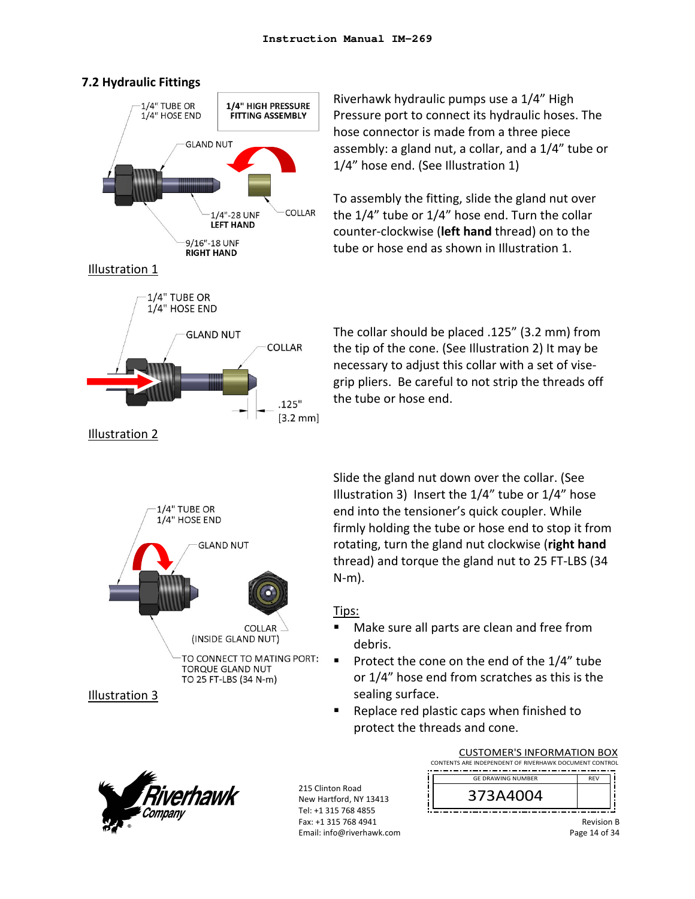## 7.2 Hydraulic Fittings

Riverhawk hydraulic pumps use a 1/4" High Pressure port to connect its hydraulic hoses. The hose connector is made from a three piece assembly: a gland nut, a collar, and a 1/4" tube or 1/4" hose end. (See Illustration 1)

To assembly the fitting, slide the gland nut over the 1/4" tube or 1/4" hose end. Turn the collar counter-clockwise (**left hand** thread) on to the tube or hose end as shown in Illustration 1.

1/4" TUBE OR 1/4" HOSE END
1/4" HIGH PRESSURE FITTING ASSEMBLY
GLAND NUT
1/4"-28 UNF LEFT HAND
COLLAR
9/16"-18 UNF RIGHT HAND

Illustration 1

The collar should be placed .125" (3.2 mm) from the tip of the cone. (See Illustration 2) It may be necessary to adjust this collar with a set of vise-grip pliers. Be careful to not strip the threads off the tube or hose end.

1/4" TUBE OR 1/4" HOSE END
GLAND NUT
COLLAR
.125" [3.2 mm]

Illustration 2

Slide the gland nut down over the collar. (See Illustration 3) Insert the 1/4" tube or 1/4" hose end into the tensioner's quick coupler. While firmly holding the tube or hose end to stop it from rotating, turn the gland nut clockwise (**right hand** thread) and torque the gland nut to 25 FT-LBS (34 N-m).

1/4" TUBE OR 1/4" HOSE END
GLAND NUT
COLLAR (INSIDE GLAND NUT)
TO CONNECT TO MATING PORT: TORQUE GLAND NUT TO 25 FT-LBS (34 N-m)

Illustration 3

Tips:

- Make sure all parts are clean and free from debris.
- Protect the cone on the end of the 1/4" tube or 1/4" hose end from scratches as this is the sealing surface.
- Replace red plastic caps when finished to protect the threads and cone.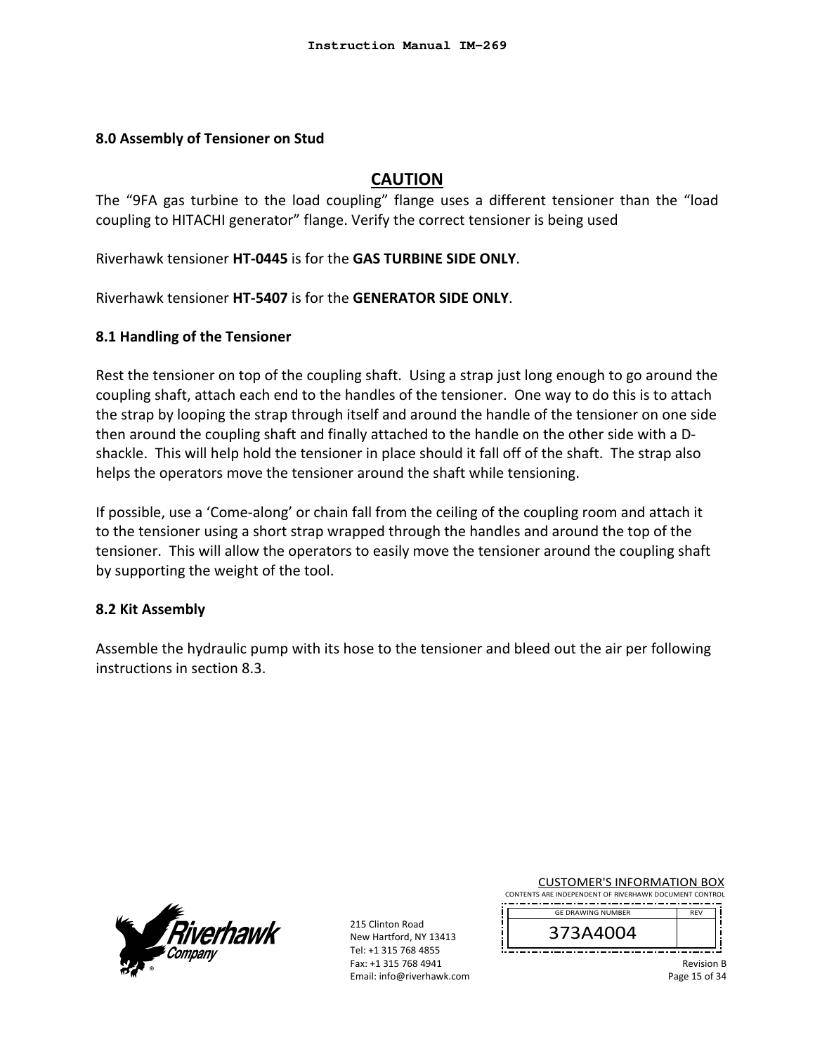## 8.0 Assembly of Tensioner on Stud

**CAUTION**

The "9FA gas turbine to the load coupling" flange uses a different tensioner than the "load coupling to HITACHI generator" flange. Verify the correct tensioner is being used

Riverhawk tensioner **HT-0445** is for the **GAS TURBINE SIDE ONLY**.

Riverhawk tensioner **HT-5407** is for the **GENERATOR SIDE ONLY**.

### 8.1 Handling of the Tensioner

Rest the tensioner on top of the coupling shaft. Using a strap just long enough to go around the coupling shaft, attach each end to the handles of the tensioner. One way to do this is to attach the strap by looping the strap through itself and around the handle of the tensioner on one side then around the coupling shaft and finally attached to the handle on the other side with a D-shackle. This will help hold the tensioner in place should it fall off of the shaft. The strap also helps the operators move the tensioner around the shaft while tensioning.

If possible, use a 'Come-along' or chain fall from the ceiling of the coupling room and attach it to the tensioner using a short strap wrapped through the handles and around the top of the tensioner. This will allow the operators to easily move the tensioner around the coupling shaft by supporting the weight of the tool.

### 8.2 Kit Assembly

Assemble the hydraulic pump with its hose to the tensioner and bleed out the air per following instructions in section 8.3.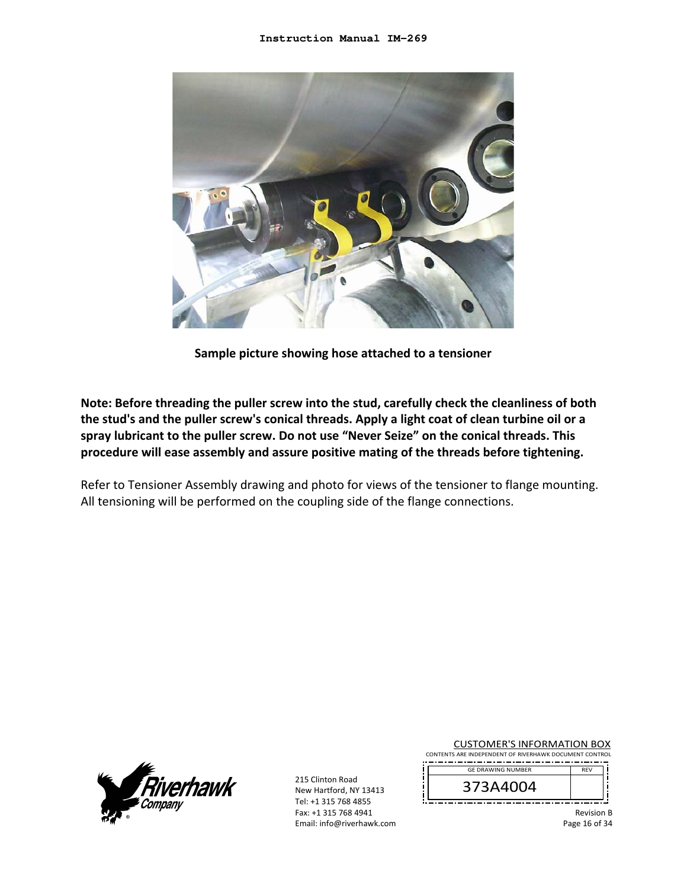Sample picture showing hose attached to a tensioner

**Note: Before threading the puller screw into the stud, carefully check the cleanliness of both the stud's and the puller screw's conical threads. Apply a light coat of clean turbine oil or a spray lubricant to the puller screw. Do not use "Never Seize" on the conical threads. This procedure will ease assembly and assure positive mating of the threads before tightening.**

Refer to Tensioner Assembly drawing and photo for views of the tensioner to flange mounting. All tensioning will be performed on the coupling side of the flange connections.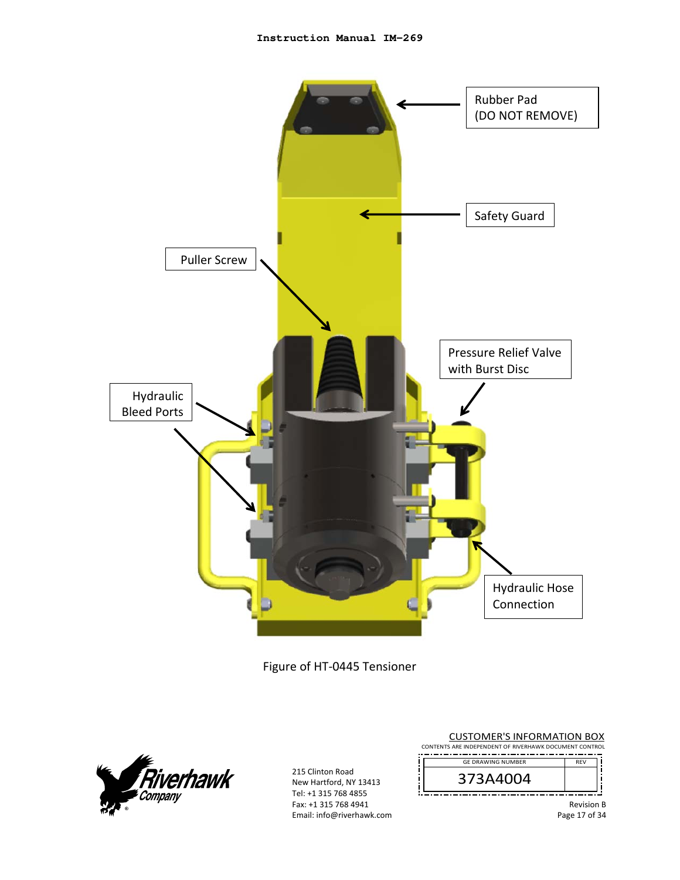Rubber Pad (DO NOT REMOVE)

Safety Guard

Puller Screw

Pressure Relief Valve with Burst Disc

Hydraulic Bleed Ports

Hydraulic Hose Connection

Figure of HT-0445 Tensioner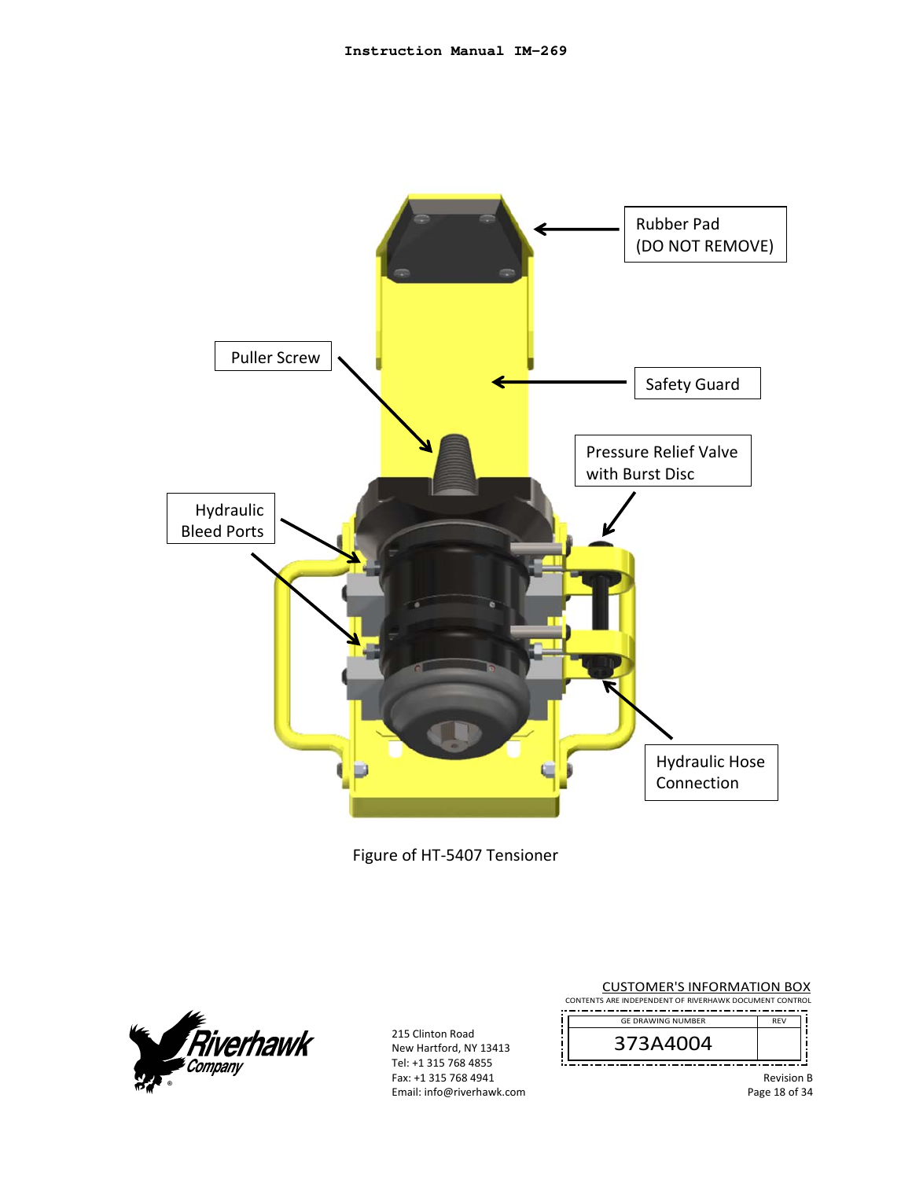Rubber Pad (DO NOT REMOVE)

Puller Screw

Safety Guard

Pressure Relief Valve with Burst Disc

Hydraulic Bleed Ports

Hydraulic Hose Connection

Figure of HT-5407 Tensioner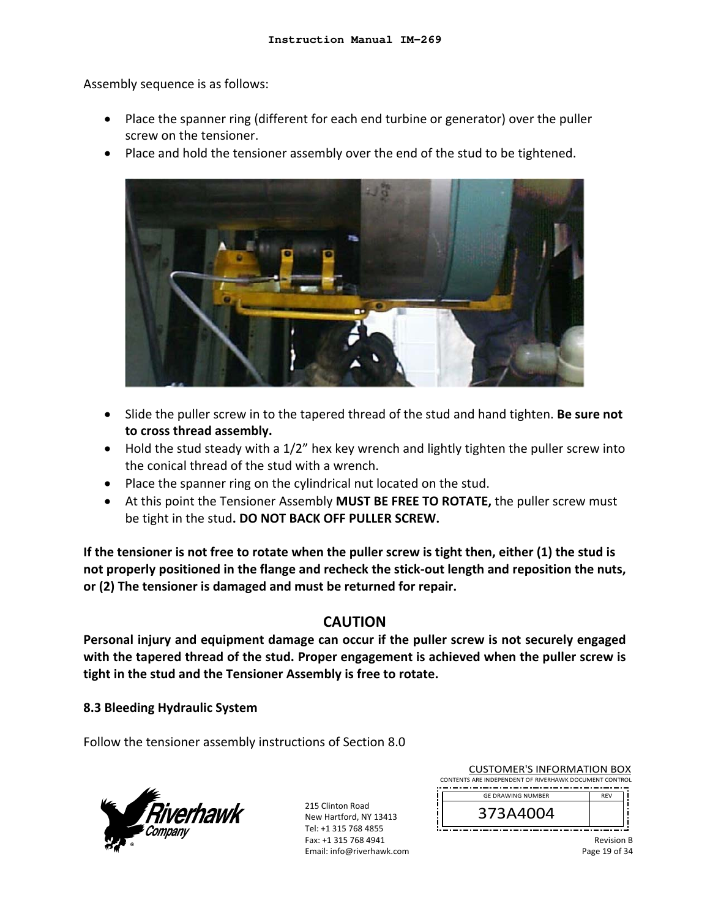Assembly sequence is as follows:

- Place the spanner ring (different for each end turbine or generator) over the puller screw on the tensioner.
- Place and hold the tensioner assembly over the end of the stud to be tightened.

- Slide the puller screw in to the tapered thread of the stud and hand tighten. **Be sure not to cross thread assembly.**
- Hold the stud steady with a 1/2" hex key wrench and lightly tighten the puller screw into the conical thread of the stud with a wrench.
- Place the spanner ring on the cylindrical nut located on the stud.
- At this point the Tensioner Assembly **MUST BE FREE TO ROTATE,** the puller screw must be tight in the stud**. DO NOT BACK OFF PULLER SCREW.**

**If the tensioner is not free to rotate when the puller screw is tight then, either (1) the stud is not properly positioned in the flange and recheck the stick-out length and reposition the nuts, or (2) The tensioner is damaged and must be returned for repair.**

## CAUTION

**Personal injury and equipment damage can occur if the puller screw is not securely engaged with the tapered thread of the stud. Proper engagement is achieved when the puller screw is tight in the stud and the Tensioner Assembly is free to rotate.**

### 8.3 Bleeding Hydraulic System

Follow the tensioner assembly instructions of Section 8.0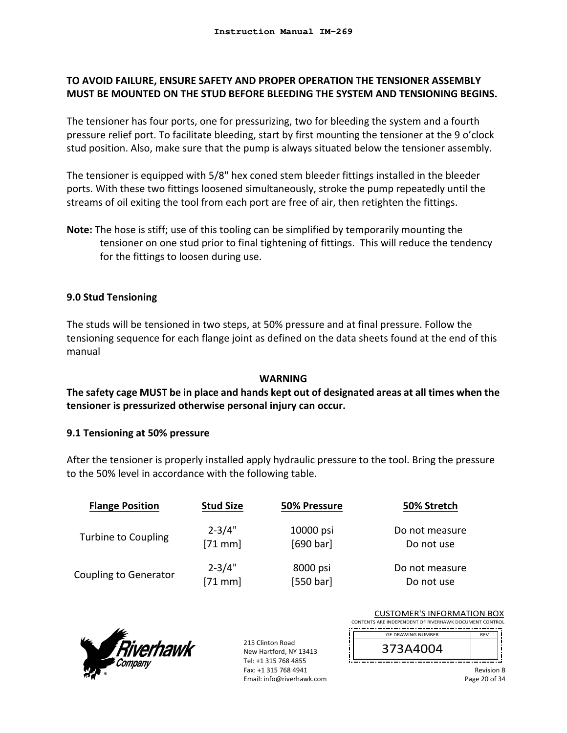**TO AVOID FAILURE, ENSURE SAFETY AND PROPER OPERATION THE TENSIONER ASSEMBLY MUST BE MOUNTED ON THE STUD BEFORE BLEEDING THE SYSTEM AND TENSIONING BEGINS.**

The tensioner has four ports, one for pressurizing, two for bleeding the system and a fourth pressure relief port. To facilitate bleeding, start by first mounting the tensioner at the 9 o'clock stud position. Also, make sure that the pump is always situated below the tensioner assembly.

The tensioner is equipped with 5/8" hex coned stem bleeder fittings installed in the bleeder ports. With these two fittings loosened simultaneously, stroke the pump repeatedly until the streams of oil exiting the tool from each port are free of air, then retighten the fittings.

**Note:** The hose is stiff; use of this tooling can be simplified by temporarily mounting the tensioner on one stud prior to final tightening of fittings. This will reduce the tendency for the fittings to loosen during use.

## 9.0 Stud Tensioning

The studs will be tensioned in two steps, at 50% pressure and at final pressure. Follow the tensioning sequence for each flange joint as defined on the data sheets found at the end of this manual

**WARNING**

**The safety cage MUST be in place and hands kept out of designated areas at all times when the tensioner is pressurized otherwise personal injury can occur.**

### 9.1 Tensioning at 50% pressure

After the tensioner is properly installed apply hydraulic pressure to the tool. Bring the pressure to the 50% level in accordance with the following table.

| Flange Position | Stud Size | 50% Pressure | 50% Stretch |
|---|---|---|---|
| Turbine to Coupling | 2-3/4" [71 mm] | 10000 psi [690 bar] | Do not measure Do not use |
| Coupling to Generator | 2-3/4" [71 mm] | 8000 psi [550 bar] | Do not measure Do not use |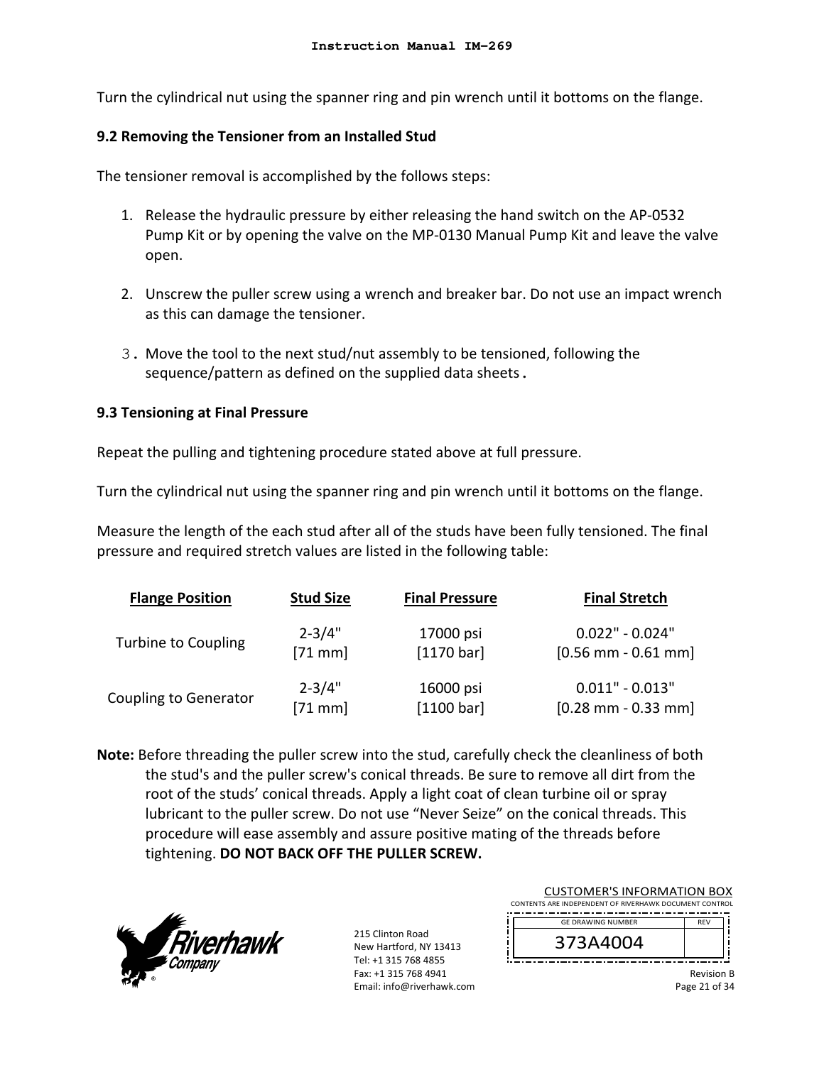Turn the cylindrical nut using the spanner ring and pin wrench until it bottoms on the flange.

### 9.2 Removing the Tensioner from an Installed Stud

The tensioner removal is accomplished by the follows steps:

1. Release the hydraulic pressure by either releasing the hand switch on the AP-0532 Pump Kit or by opening the valve on the MP-0130 Manual Pump Kit and leave the valve open.

2. Unscrew the puller screw using a wrench and breaker bar. Do not use an impact wrench as this can damage the tensioner.

3. Move the tool to the next stud/nut assembly to be tensioned, following the sequence/pattern as defined on the supplied data sheets.

### 9.3 Tensioning at Final Pressure

Repeat the pulling and tightening procedure stated above at full pressure.

Turn the cylindrical nut using the spanner ring and pin wrench until it bottoms on the flange.

Measure the length of the each stud after all of the studs have been fully tensioned. The final pressure and required stretch values are listed in the following table:

| Flange Position | Stud Size | Final Pressure | Final Stretch |
|---|---|---|---|
| Turbine to Coupling | 2-3/4" [71 mm] | 17000 psi [1170 bar] | 0.022" - 0.024" [0.56 mm - 0.61 mm] |
| Coupling to Generator | 2-3/4" [71 mm] | 16000 psi [1100 bar] | 0.011" - 0.013" [0.28 mm - 0.33 mm] |

**Note:** Before threading the puller screw into the stud, carefully check the cleanliness of both the stud's and the puller screw's conical threads. Be sure to remove all dirt from the root of the studs' conical threads. Apply a light coat of clean turbine oil or spray lubricant to the puller screw. Do not use "Never Seize" on the conical threads. This procedure will ease assembly and assure positive mating of the threads before tightening. **DO NOT BACK OFF THE PULLER SCREW.**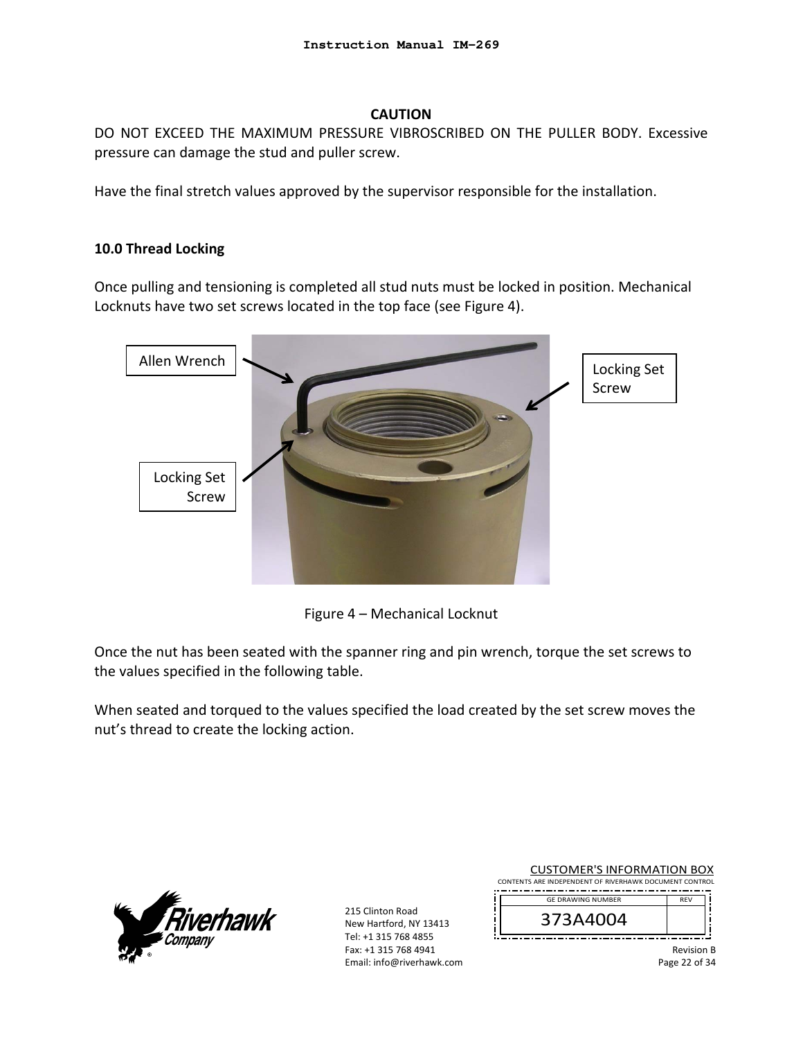**CAUTION**

DO NOT EXCEED THE MAXIMUM PRESSURE VIBROSCRIBED ON THE PULLER BODY. Excessive pressure can damage the stud and puller screw.

Have the final stretch values approved by the supervisor responsible for the installation.

## 10.0 Thread Locking

Once pulling and tensioning is completed all stud nuts must be locked in position. Mechanical Locknuts have two set screws located in the top face (see Figure 4).

Allen Wrench

Locking Set Screw

Locking Set Screw

Figure 4 – Mechanical Locknut

Once the nut has been seated with the spanner ring and pin wrench, torque the set screws to the values specified in the following table.

When seated and torqued to the values specified the load created by the set screw moves the nut's thread to create the locking action.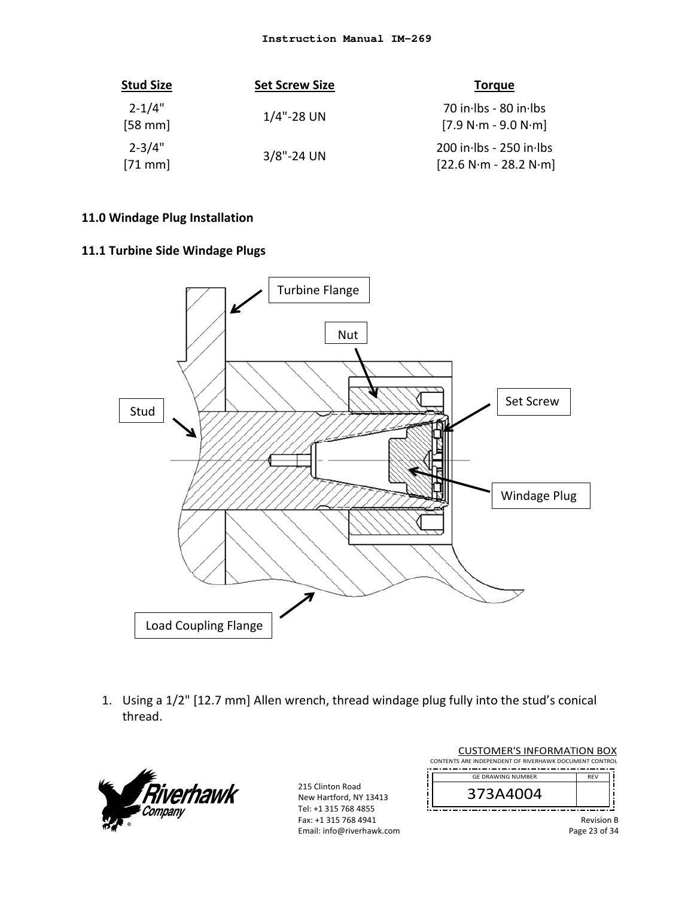| Stud Size | Set Screw Size | Torque |
|---|---|---|
| 2-1/4" [58 mm] | 1/4"-28 UN | 70 in·lbs - 80 in·lbs [7.9 N·m - 9.0 N·m] |
| 2-3/4" [71 mm] | 3/8"-24 UN | 200 in·lbs - 250 in·lbs [22.6 N·m - 28.2 N·m] |

## 11.0 Windage Plug Installation

### 11.1 Turbine Side Windage Plugs

1. Using a 1/2" [12.7 mm] Allen wrench, thread windage plug fully into the stud's conical thread.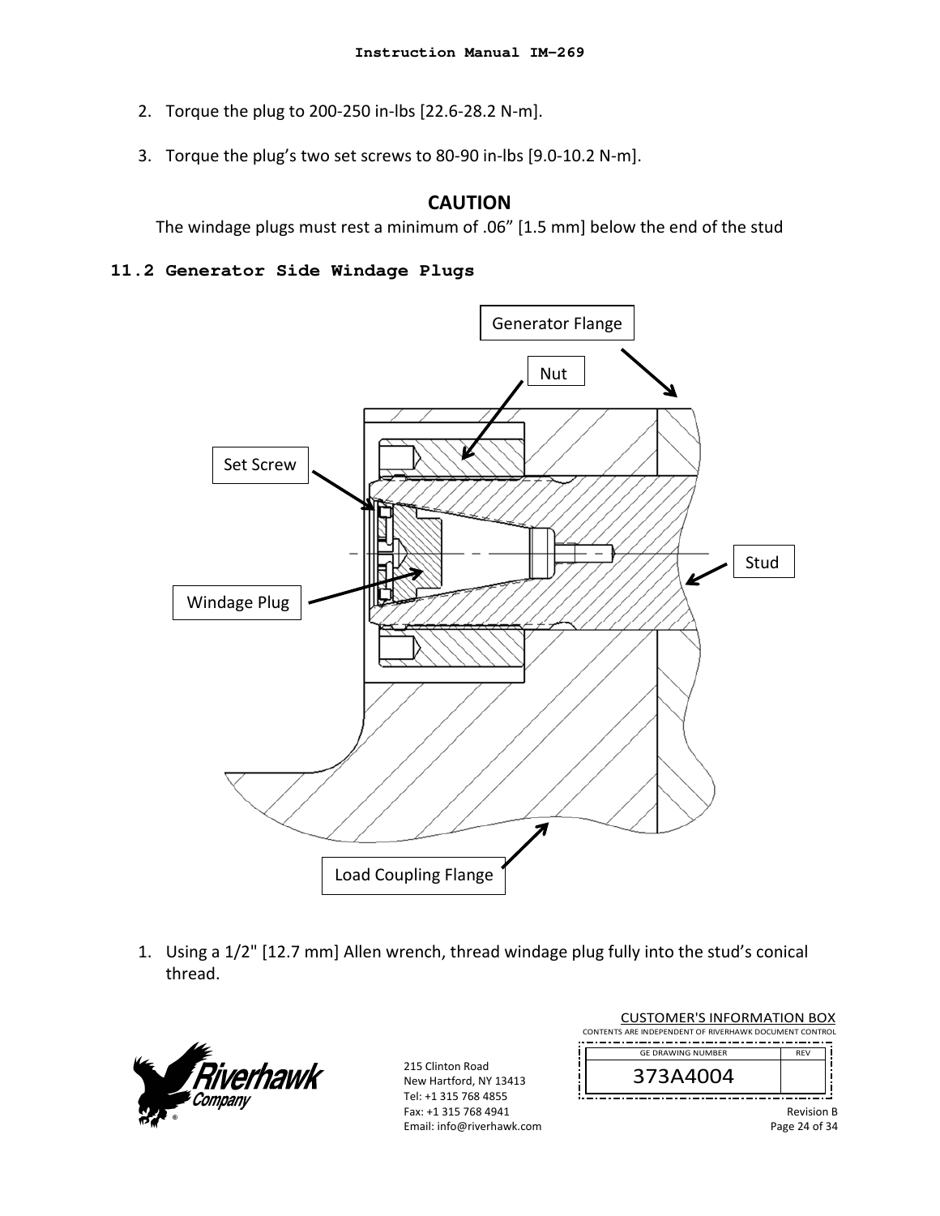2. Torque the plug to 200-250 in-lbs [22.6-28.2 N-m].

3. Torque the plug's two set screws to 80-90 in-lbs [9.0-10.2 N-m].

**CAUTION**

The windage plugs must rest a minimum of .06" [1.5 mm] below the end of the stud

### 11.2 Generator Side Windage Plugs

Generator Flange

Nut

Set Screw

Stud

Windage Plug

Load Coupling Flange

1. Using a 1/2" [12.7 mm] Allen wrench, thread windage plug fully into the stud's conical thread.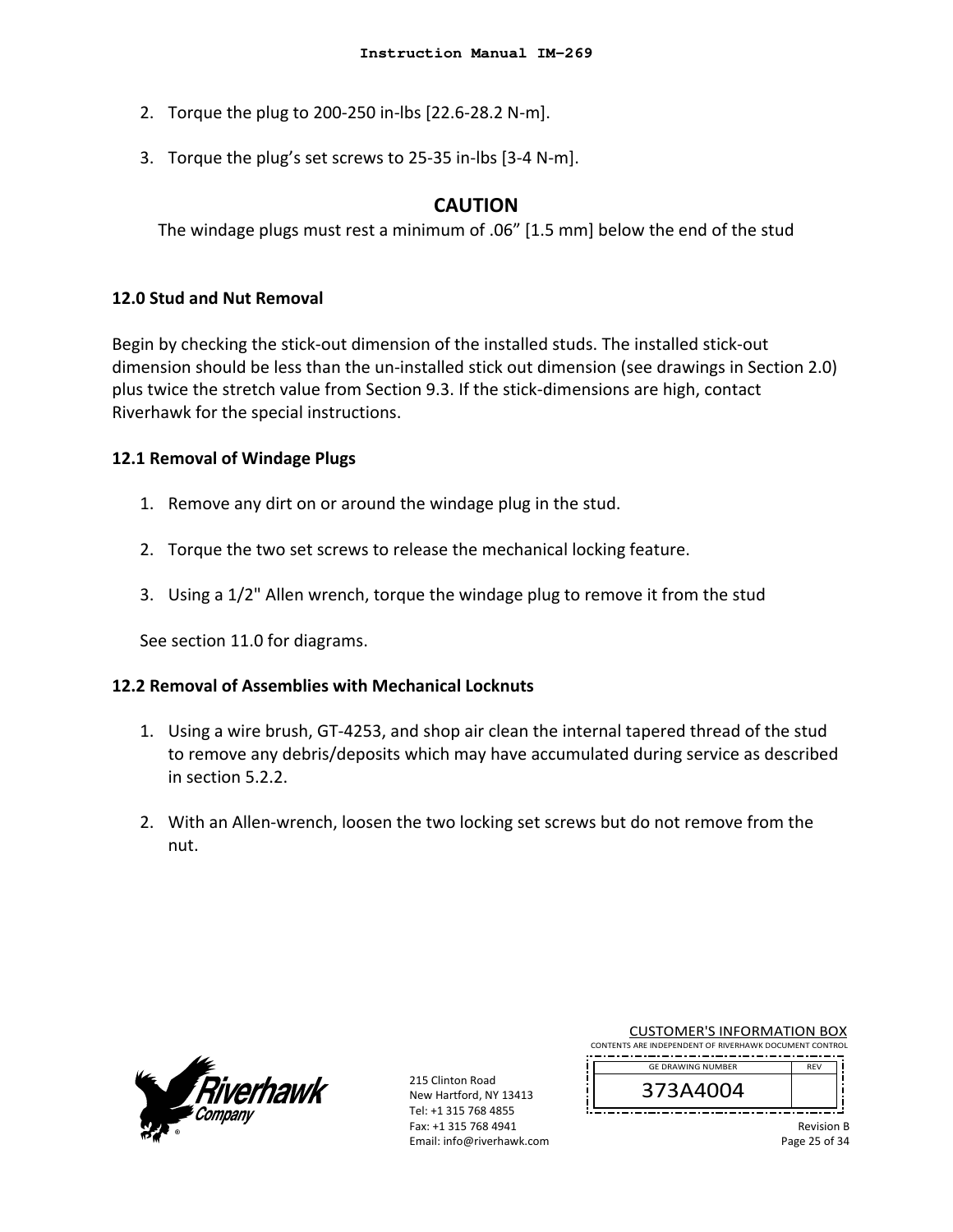2. Torque the plug to 200-250 in-lbs [22.6-28.2 N-m].

3. Torque the plug's set screws to 25-35 in-lbs [3-4 N-m].

**CAUTION**

The windage plugs must rest a minimum of .06" [1.5 mm] below the end of the stud

### 12.0 Stud and Nut Removal

Begin by checking the stick-out dimension of the installed studs. The installed stick-out dimension should be less than the un-installed stick out dimension (see drawings in Section 2.0) plus twice the stretch value from Section 9.3. If the stick-dimensions are high, contact Riverhawk for the special instructions.

### 12.1 Removal of Windage Plugs

1. Remove any dirt on or around the windage plug in the stud.

2. Torque the two set screws to release the mechanical locking feature.

3. Using a 1/2" Allen wrench, torque the windage plug to remove it from the stud

See section 11.0 for diagrams.

### 12.2 Removal of Assemblies with Mechanical Locknuts

1. Using a wire brush, GT-4253, and shop air clean the internal tapered thread of the stud to remove any debris/deposits which may have accumulated during service as described in section 5.2.2.

2. With an Allen-wrench, loosen the two locking set screws but do not remove from the nut.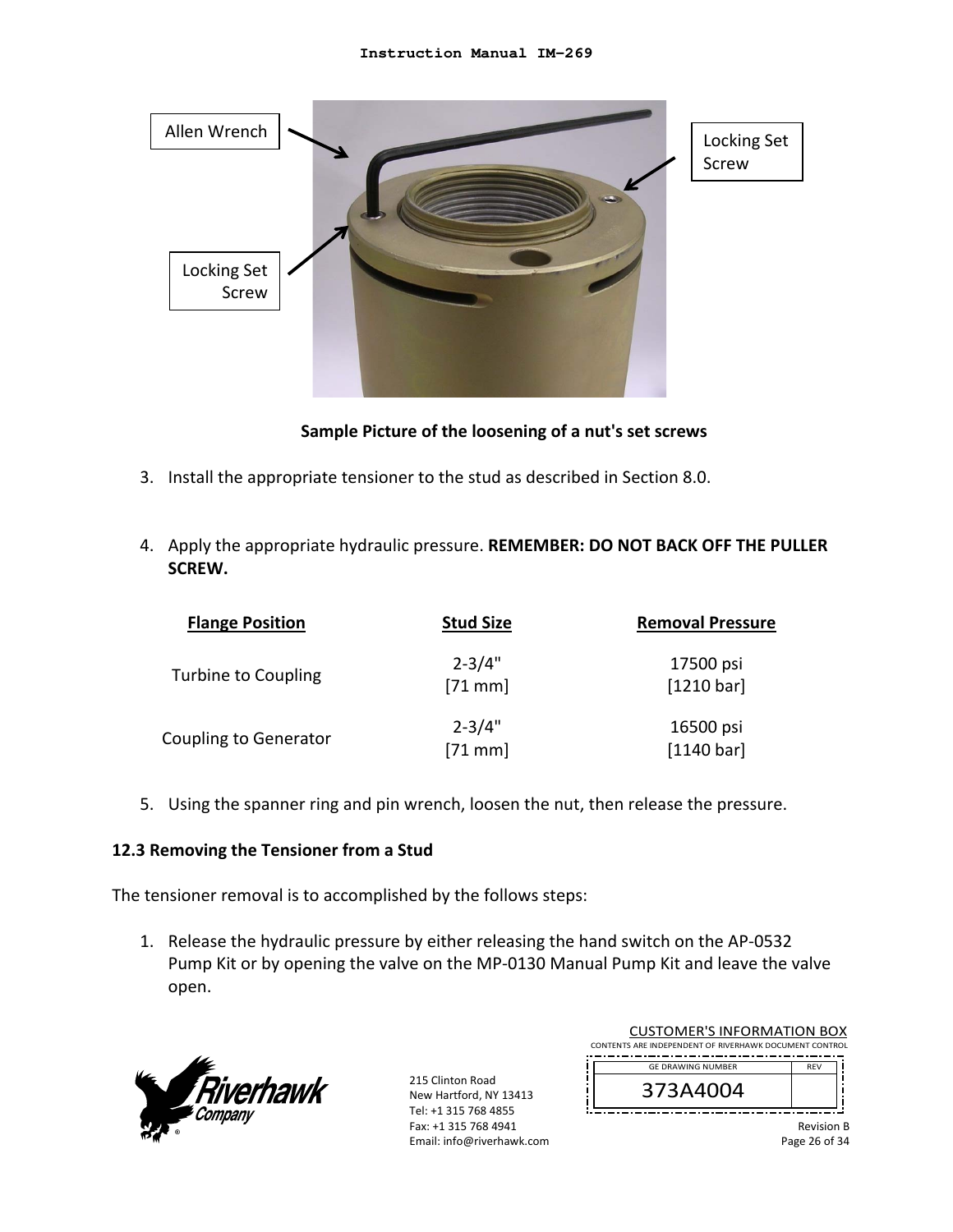Allen Wrench

Locking Set Screw

Locking Set Screw

**Sample Picture of the loosening of a nut's set screws**

3. Install the appropriate tensioner to the stud as described in Section 8.0.

4. Apply the appropriate hydraulic pressure. **REMEMBER: DO NOT BACK OFF THE PULLER SCREW.**

| Flange Position | Stud Size | Removal Pressure |
|---|---|---|
| Turbine to Coupling | 2-3/4" [71 mm] | 17500 psi [1210 bar] |
| Coupling to Generator | 2-3/4" [71 mm] | 16500 psi [1140 bar] |

5. Using the spanner ring and pin wrench, loosen the nut, then release the pressure.

### 12.3 Removing the Tensioner from a Stud

The tensioner removal is to accomplished by the follows steps:

1. Release the hydraulic pressure by either releasing the hand switch on the AP-0532 Pump Kit or by opening the valve on the MP-0130 Manual Pump Kit and leave the valve open.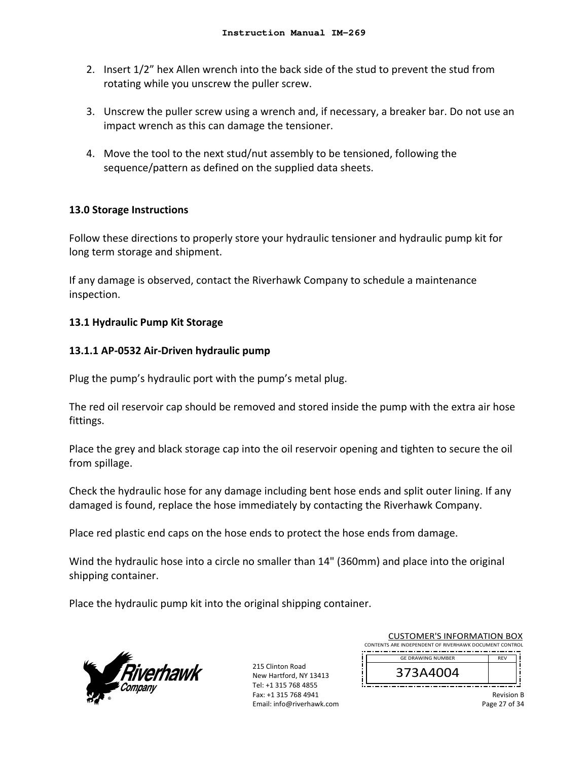2. Insert 1/2" hex Allen wrench into the back side of the stud to prevent the stud from rotating while you unscrew the puller screw.

3. Unscrew the puller screw using a wrench and, if necessary, a breaker bar. Do not use an impact wrench as this can damage the tensioner.

4. Move the tool to the next stud/nut assembly to be tensioned, following the sequence/pattern as defined on the supplied data sheets.

## 13.0 Storage Instructions

Follow these directions to properly store your hydraulic tensioner and hydraulic pump kit for long term storage and shipment.

If any damage is observed, contact the Riverhawk Company to schedule a maintenance inspection.

### 13.1 Hydraulic Pump Kit Storage

#### 13.1.1 AP-0532 Air-Driven hydraulic pump

Plug the pump's hydraulic port with the pump's metal plug.

The red oil reservoir cap should be removed and stored inside the pump with the extra air hose fittings.

Place the grey and black storage cap into the oil reservoir opening and tighten to secure the oil from spillage.

Check the hydraulic hose for any damage including bent hose ends and split outer lining. If any damaged is found, replace the hose immediately by contacting the Riverhawk Company.

Place red plastic end caps on the hose ends to protect the hose ends from damage.

Wind the hydraulic hose into a circle no smaller than 14" (360mm) and place into the original shipping container.

Place the hydraulic pump kit into the original shipping container.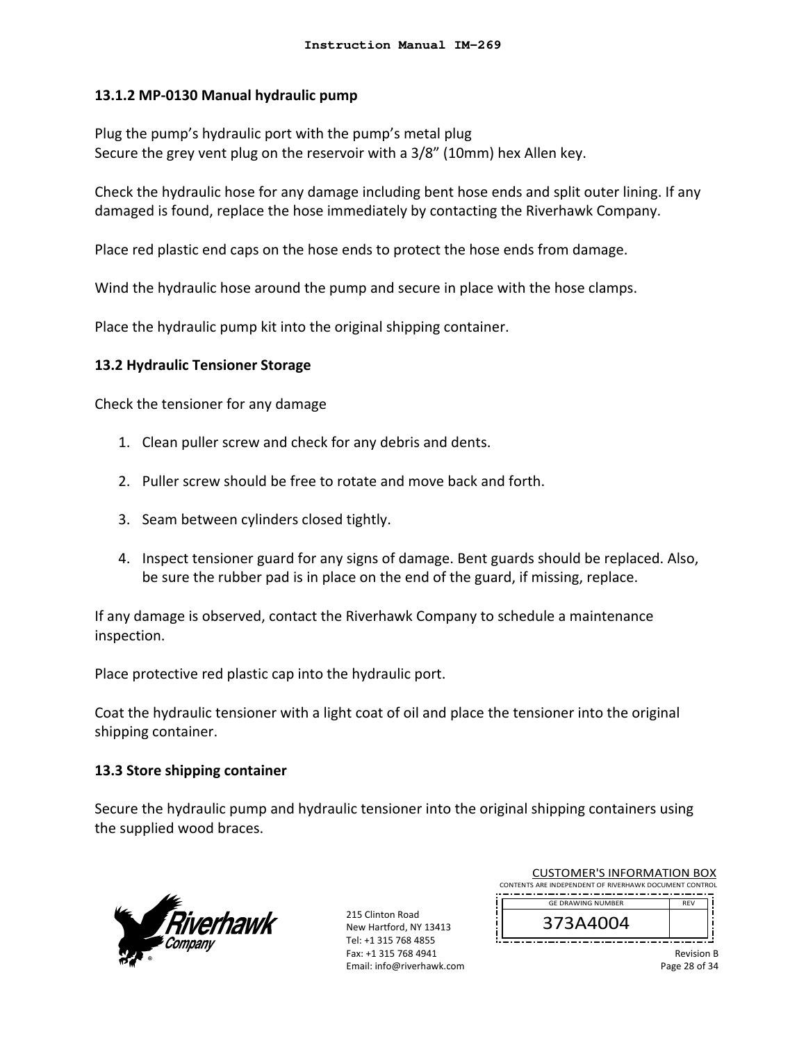### 13.1.2 MP-0130 Manual hydraulic pump

Plug the pump's hydraulic port with the pump's metal plug
Secure the grey vent plug on the reservoir with a 3/8" (10mm) hex Allen key.

Check the hydraulic hose for any damage including bent hose ends and split outer lining. If any damaged is found, replace the hose immediately by contacting the Riverhawk Company.

Place red plastic end caps on the hose ends to protect the hose ends from damage.

Wind the hydraulic hose around the pump and secure in place with the hose clamps.

Place the hydraulic pump kit into the original shipping container.

### 13.2 Hydraulic Tensioner Storage

Check the tensioner for any damage

1. Clean puller screw and check for any debris and dents.

2. Puller screw should be free to rotate and move back and forth.

3. Seam between cylinders closed tightly.

4. Inspect tensioner guard for any signs of damage. Bent guards should be replaced. Also, be sure the rubber pad is in place on the end of the guard, if missing, replace.

If any damage is observed, contact the Riverhawk Company to schedule a maintenance inspection.

Place protective red plastic cap into the hydraulic port.

Coat the hydraulic tensioner with a light coat of oil and place the tensioner into the original shipping container.

### 13.3 Store shipping container

Secure the hydraulic pump and hydraulic tensioner into the original shipping containers using the supplied wood braces.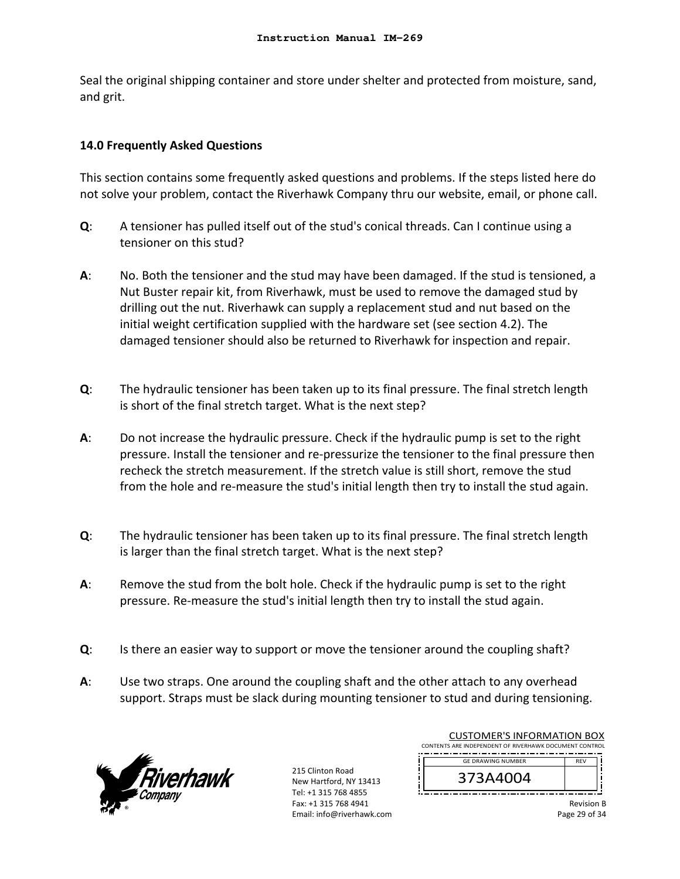Seal the original shipping container and store under shelter and protected from moisture, sand, and grit.

### 14.0 Frequently Asked Questions

This section contains some frequently asked questions and problems. If the steps listed here do not solve your problem, contact the Riverhawk Company thru our website, email, or phone call.

**Q**: A tensioner has pulled itself out of the stud's conical threads. Can I continue using a tensioner on this stud?

**A**: No. Both the tensioner and the stud may have been damaged. If the stud is tensioned, a Nut Buster repair kit, from Riverhawk, must be used to remove the damaged stud by drilling out the nut. Riverhawk can supply a replacement stud and nut based on the initial weight certification supplied with the hardware set (see section 4.2). The damaged tensioner should also be returned to Riverhawk for inspection and repair.

**Q**: The hydraulic tensioner has been taken up to its final pressure. The final stretch length is short of the final stretch target. What is the next step?

**A**: Do not increase the hydraulic pressure. Check if the hydraulic pump is set to the right pressure. Install the tensioner and re-pressurize the tensioner to the final pressure then recheck the stretch measurement. If the stretch value is still short, remove the stud from the hole and re-measure the stud's initial length then try to install the stud again.

**Q**: The hydraulic tensioner has been taken up to its final pressure. The final stretch length is larger than the final stretch target. What is the next step?

**A**: Remove the stud from the bolt hole. Check if the hydraulic pump is set to the right pressure. Re-measure the stud's initial length then try to install the stud again.

**Q**: Is there an easier way to support or move the tensioner around the coupling shaft?

**A**: Use two straps. One around the coupling shaft and the other attach to any overhead support. Straps must be slack during mounting tensioner to stud and during tensioning.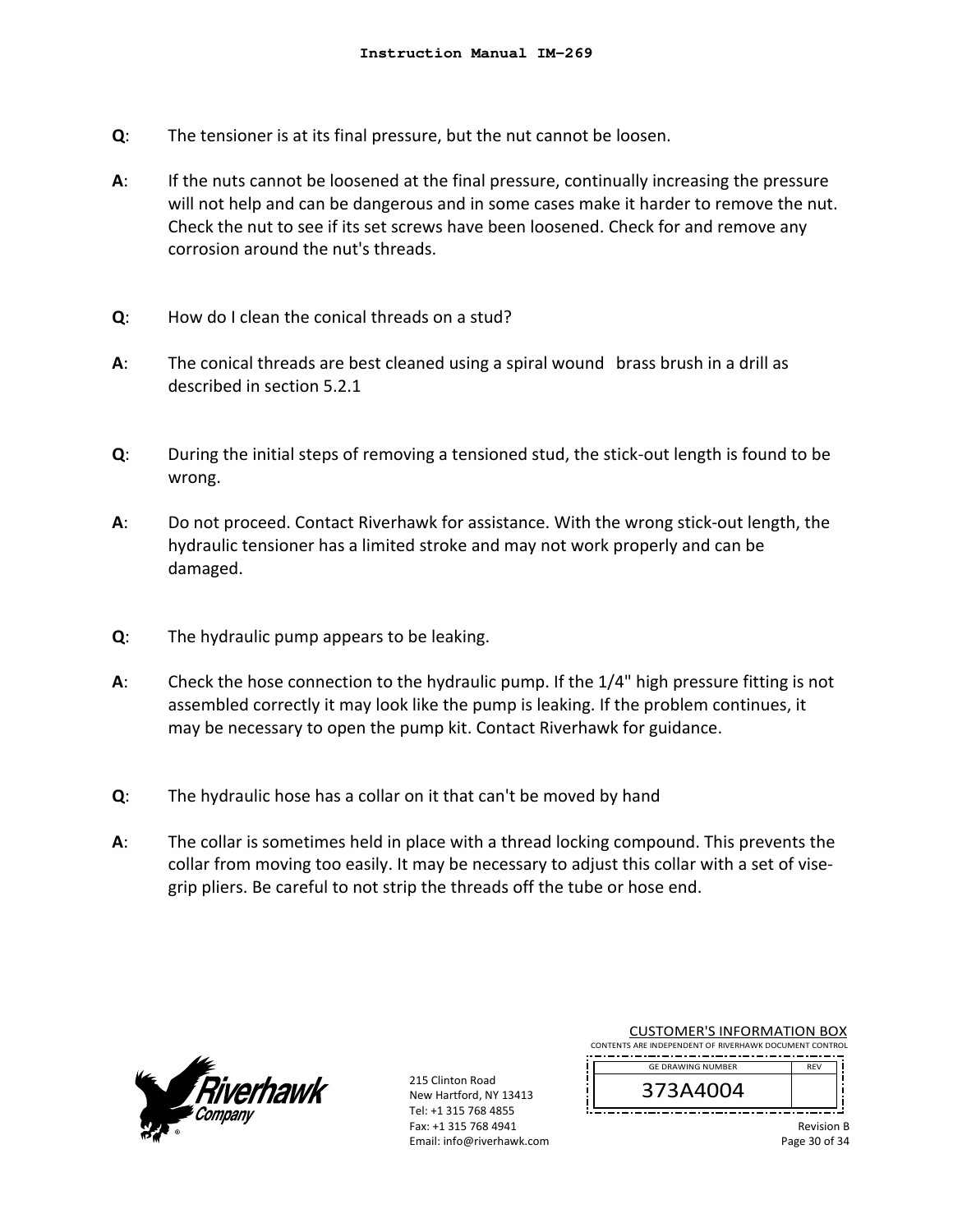**Q**: The tensioner is at its final pressure, but the nut cannot be loosen.

**A**: If the nuts cannot be loosened at the final pressure, continually increasing the pressure will not help and can be dangerous and in some cases make it harder to remove the nut. Check the nut to see if its set screws have been loosened. Check for and remove any corrosion around the nut's threads.

**Q**: How do I clean the conical threads on a stud?

**A**: The conical threads are best cleaned using a spiral wound brass brush in a drill as described in section 5.2.1

**Q**: During the initial steps of removing a tensioned stud, the stick-out length is found to be wrong.

**A**: Do not proceed. Contact Riverhawk for assistance. With the wrong stick-out length, the hydraulic tensioner has a limited stroke and may not work properly and can be damaged.

**Q**: The hydraulic pump appears to be leaking.

**A**: Check the hose connection to the hydraulic pump. If the 1/4" high pressure fitting is not assembled correctly it may look like the pump is leaking. If the problem continues, it may be necessary to open the pump kit. Contact Riverhawk for guidance.

**Q**: The hydraulic hose has a collar on it that can't be moved by hand

**A**: The collar is sometimes held in place with a thread locking compound. This prevents the collar from moving too easily. It may be necessary to adjust this collar with a set of vise-grip pliers. Be careful to not strip the threads off the tube or hose end.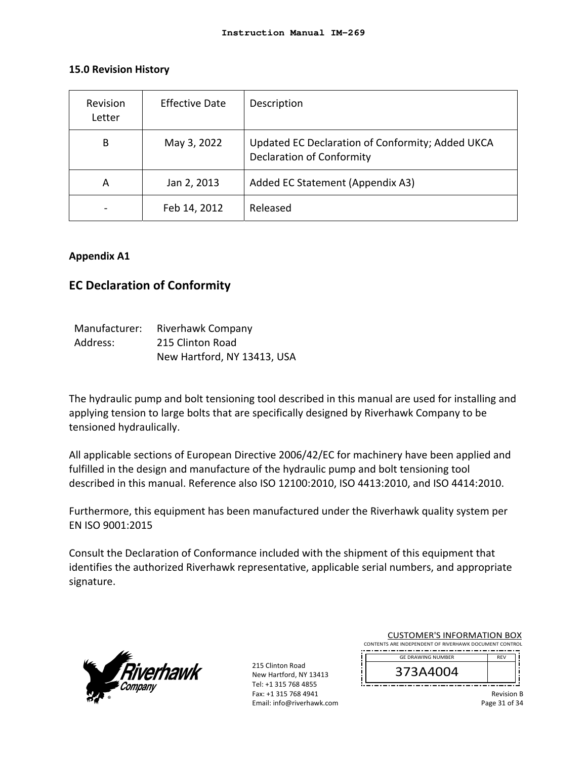## 15.0 Revision History

| Revision Letter | Effective Date | Description |
|---|---|---|
| B | May 3, 2022 | Updated EC Declaration of Conformity; Added UKCA Declaration of Conformity |
| A | Jan 2, 2013 | Added EC Statement (Appendix A3) |
| - | Feb 14, 2012 | Released |

**Appendix A1**

## EC Declaration of Conformity

Manufacturer: Riverhawk Company
Address: 215 Clinton Road
New Hartford, NY 13413, USA

The hydraulic pump and bolt tensioning tool described in this manual are used for installing and applying tension to large bolts that are specifically designed by Riverhawk Company to be tensioned hydraulically.

All applicable sections of European Directive 2006/42/EC for machinery have been applied and fulfilled in the design and manufacture of the hydraulic pump and bolt tensioning tool described in this manual. Reference also ISO 12100:2010, ISO 4413:2010, and ISO 4414:2010.

Furthermore, this equipment has been manufactured under the Riverhawk quality system per EN ISO 9001:2015

Consult the Declaration of Conformance included with the shipment of this equipment that identifies the authorized Riverhawk representative, applicable serial numbers, and appropriate signature.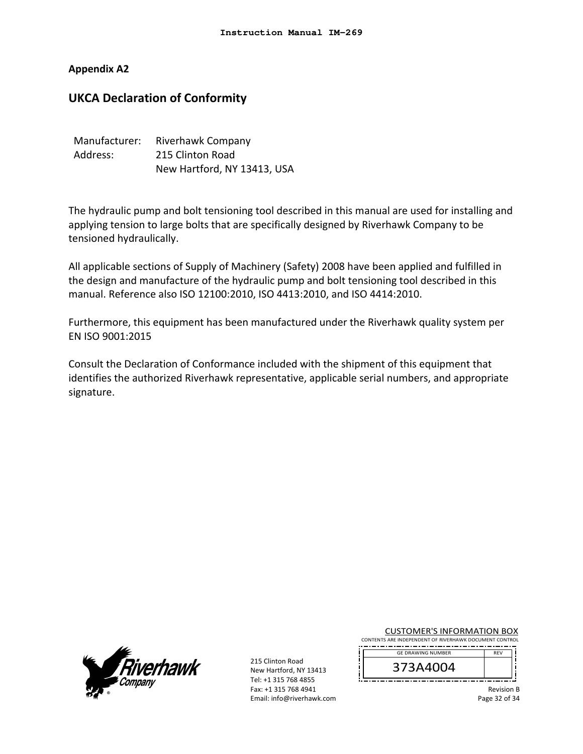## Appendix A2

# UKCA Declaration of Conformity

Manufacturer: Riverhawk Company
Address: 215 Clinton Road
New Hartford, NY 13413, USA

The hydraulic pump and bolt tensioning tool described in this manual are used for installing and applying tension to large bolts that are specifically designed by Riverhawk Company to be tensioned hydraulically.

All applicable sections of Supply of Machinery (Safety) 2008 have been applied and fulfilled in the design and manufacture of the hydraulic pump and bolt tensioning tool described in this manual. Reference also ISO 12100:2010, ISO 4413:2010, and ISO 4414:2010.

Furthermore, this equipment has been manufactured under the Riverhawk quality system per EN ISO 9001:2015

Consult the Declaration of Conformance included with the shipment of this equipment that identifies the authorized Riverhawk representative, applicable serial numbers, and appropriate signature.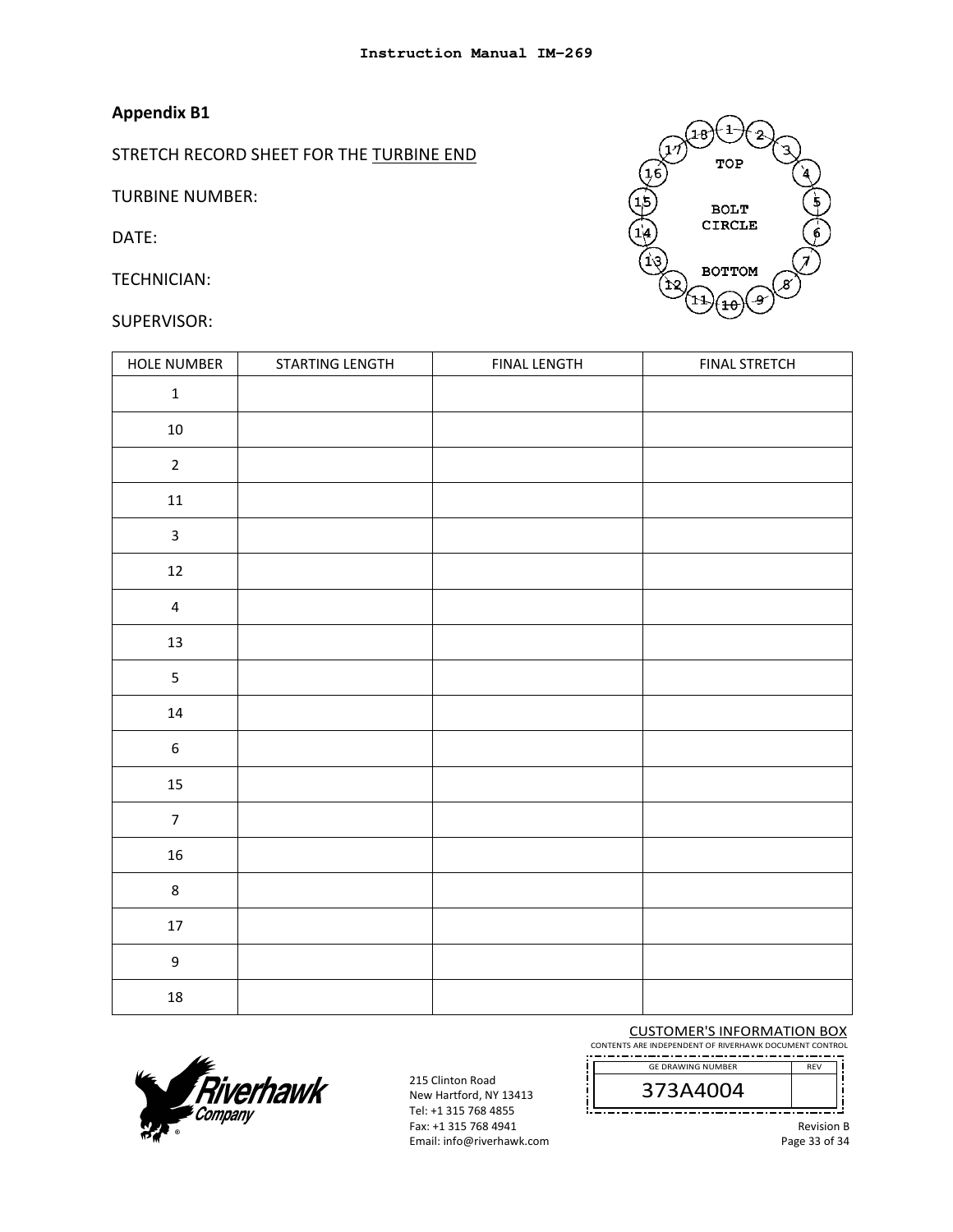## Appendix B1

STRETCH RECORD SHEET FOR THE TURBINE END

TURBINE NUMBER:

DATE:

TECHNICIAN:

SUPERVISOR:

| HOLE NUMBER | STARTING LENGTH | FINAL LENGTH | FINAL STRETCH |
|---|---|---|---|
| 1 | | | |
| 10 | | | |
| 2 | | | |
| 11 | | | |
| 3 | | | |
| 12 | | | |
| 4 | | | |
| 13 | | | |
| 5 | | | |
| 14 | | | |
| 6 | | | |
| 15 | | | |
| 7 | | | |
| 16 | | | |
| 8 | | | |
| 17 | | | |
| 9 | | | |
| 18 | | | |

215 Clinton Road
New Hartford, NY 13413
Tel: +1 315 768 4855
Fax: +1 315 768 4941
Email: info@riverhawk.com

CUSTOMER'S INFORMATION BOX
CONTENTS ARE INDEPENDENT OF RIVERHAWK DOCUMENT CONTROL

| GE DRAWING NUMBER | REV |
|---|---|
| 373A4004 | |

Revision B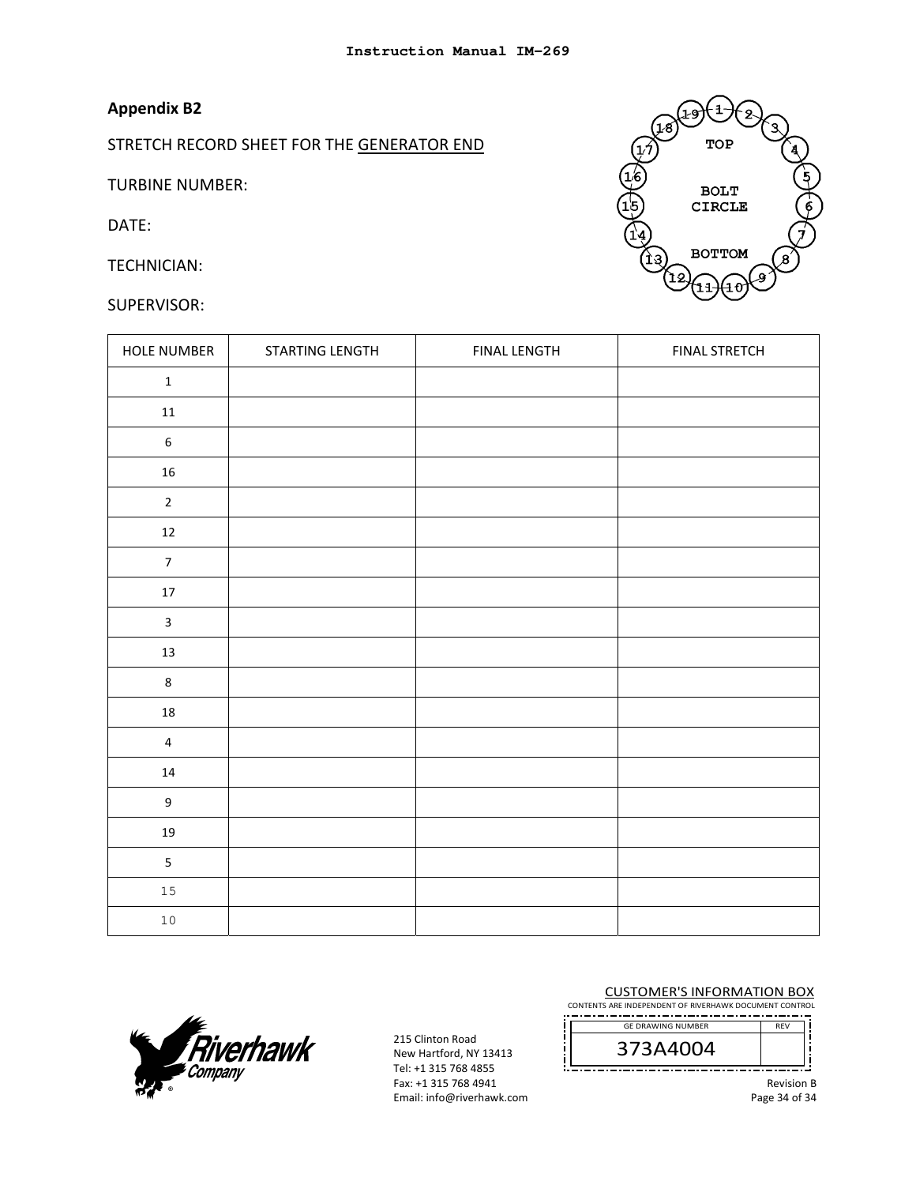**Appendix B2**

STRETCH RECORD SHEET FOR THE GENERATOR END

TURBINE NUMBER:

DATE:

TECHNICIAN:

SUPERVISOR:

TOP

BOLT CIRCLE

BOTTOM

1 2 3 4 5 6 7 8 9 10 11 12 13 14 15 16 17 18 19

| HOLE NUMBER | STARTING LENGTH | FINAL LENGTH | FINAL STRETCH |
|---|---|---|---|
| 1 | | | |
| 11 | | | |
| 6 | | | |
| 16 | | | |
| 2 | | | |
| 12 | | | |
| 7 | | | |
| 17 | | | |
| 3 | | | |
| 13 | | | |
| 8 | | | |
| 18 | | | |
| 4 | | | |
| 14 | | | |
| 9 | | | |
| 19 | | | |
| 5 | | | |
| 15 | | | |
| 10 | | | |

Riverhawk Company

215 Clinton Road
New Hartford, NY 13413
Tel: +1 315 768 4855
Fax: +1 315 768 4941
Email: info@riverhawk.com

CUSTOMER'S INFORMATION BOX
CONTENTS ARE INDEPENDENT OF RIVERHAWK DOCUMENT CONTROL

| GE DRAWING NUMBER | REV |
|---|---|
| 373A4004 | |

Revision B